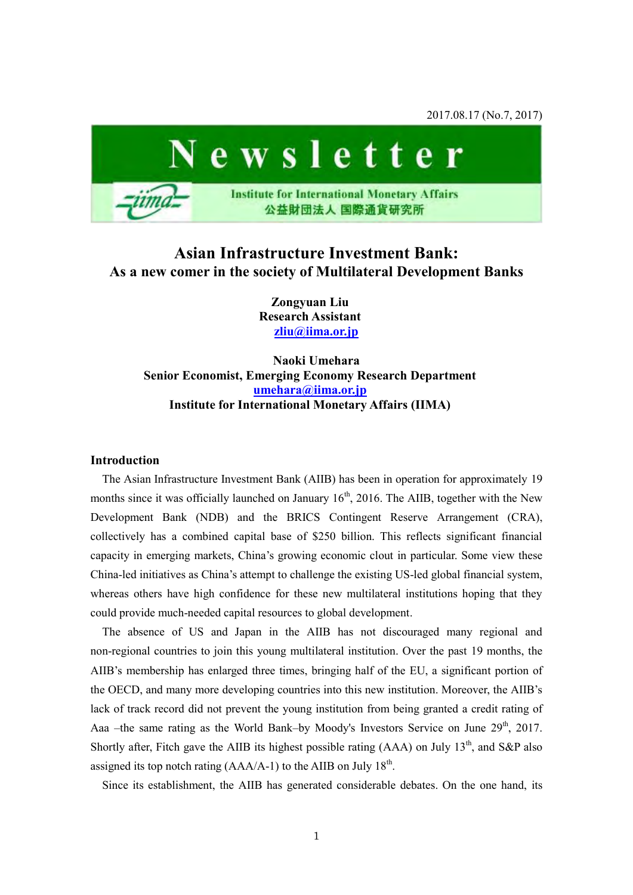2017.08.17 (No.7, 2017)

**Newsletter**

Institute for International Monetary Affairs
公益財団法人 国際通貨研究所

# Asian Infrastructure Investment Bank:
## As a new comer in the society of Multilateral Development Banks

**Zongyuan Liu**
**Research Assistant**
zliu@iima.or.jp

**Naoki Umehara**
**Senior Economist, Emerging Economy Research Department**
umehara@iima.or.jp
**Institute for International Monetary Affairs (IIMA)**

### Introduction

The Asian Infrastructure Investment Bank (AIIB) has been in operation for approximately 19 months since it was officially launched on January 16th, 2016. The AIIB, together with the New Development Bank (NDB) and the BRICS Contingent Reserve Arrangement (CRA), collectively has a combined capital base of $250 billion. This reflects significant financial capacity in emerging markets, China's growing economic clout in particular. Some view these China-led initiatives as China's attempt to challenge the existing US-led global financial system, whereas others have high confidence for these new multilateral institutions hoping that they could provide much-needed capital resources to global development.

The absence of US and Japan in the AIIB has not discouraged many regional and non-regional countries to join this young multilateral institution. Over the past 19 months, the AIIB's membership has enlarged three times, bringing half of the EU, a significant portion of the OECD, and many more developing countries into this new institution. Moreover, the AIIB's lack of track record did not prevent the young institution from being granted a credit rating of Aaa –the same rating as the World Bank–by Moody's Investors Service on June 29th, 2017. Shortly after, Fitch gave the AIIB its highest possible rating (AAA) on July 13th, and S&P also assigned its top notch rating (AAA/A-1) to the AIIB on July 18th.

Since its establishment, the AIIB has generated considerable debates. On the one hand, its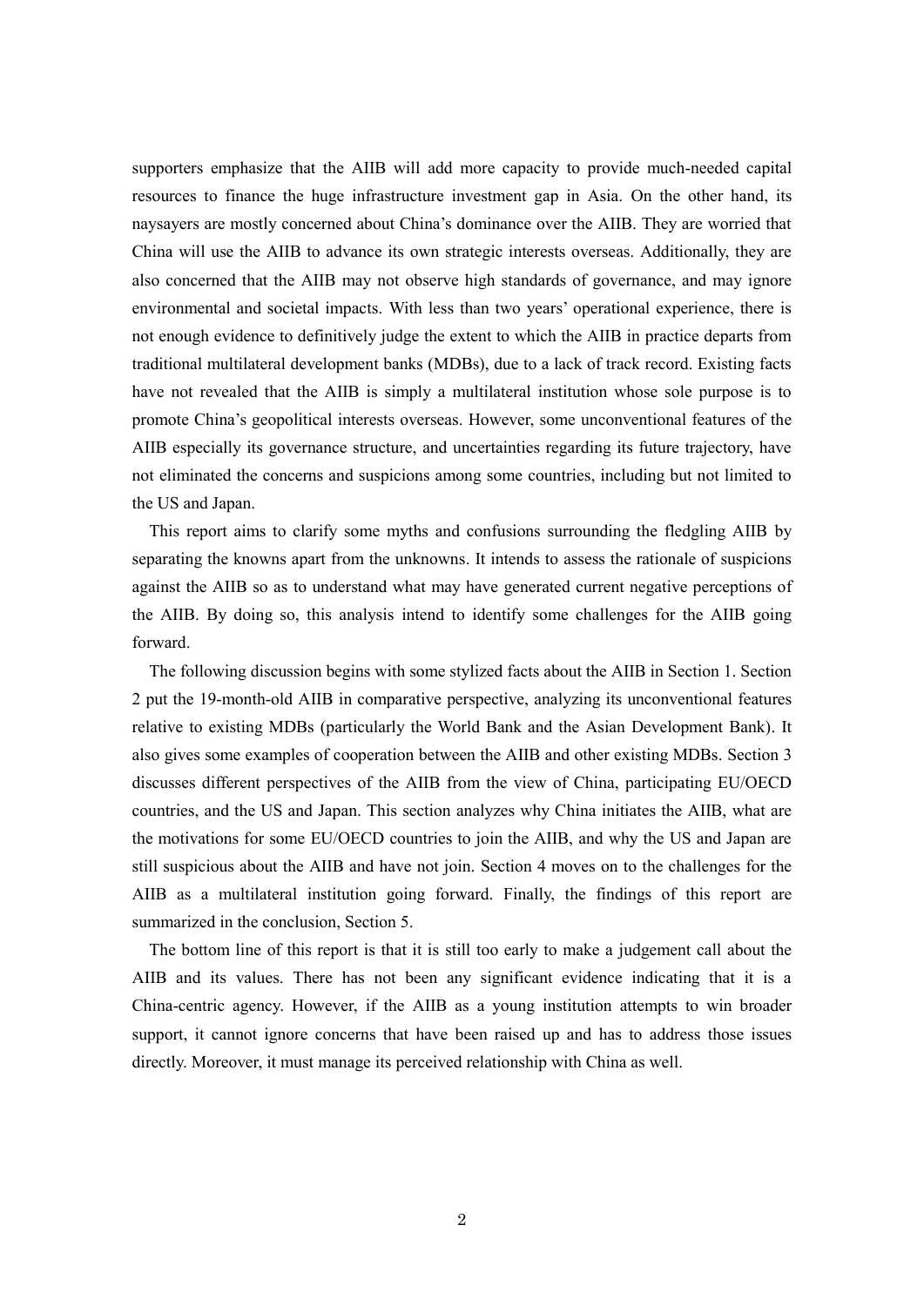supporters emphasize that the AIIB will add more capacity to provide much-needed capital resources to finance the huge infrastructure investment gap in Asia. On the other hand, its naysayers are mostly concerned about China's dominance over the AIIB. They are worried that China will use the AIIB to advance its own strategic interests overseas. Additionally, they are also concerned that the AIIB may not observe high standards of governance, and may ignore environmental and societal impacts. With less than two years' operational experience, there is not enough evidence to definitively judge the extent to which the AIIB in practice departs from traditional multilateral development banks (MDBs), due to a lack of track record. Existing facts have not revealed that the AIIB is simply a multilateral institution whose sole purpose is to promote China's geopolitical interests overseas. However, some unconventional features of the AIIB especially its governance structure, and uncertainties regarding its future trajectory, have not eliminated the concerns and suspicions among some countries, including but not limited to the US and Japan.

This report aims to clarify some myths and confusions surrounding the fledgling AIIB by separating the knowns apart from the unknowns. It intends to assess the rationale of suspicions against the AIIB so as to understand what may have generated current negative perceptions of the AIIB. By doing so, this analysis intend to identify some challenges for the AIIB going forward.

The following discussion begins with some stylized facts about the AIIB in Section 1. Section 2 put the 19-month-old AIIB in comparative perspective, analyzing its unconventional features relative to existing MDBs (particularly the World Bank and the Asian Development Bank). It also gives some examples of cooperation between the AIIB and other existing MDBs. Section 3 discusses different perspectives of the AIIB from the view of China, participating EU/OECD countries, and the US and Japan. This section analyzes why China initiates the AIIB, what are the motivations for some EU/OECD countries to join the AIIB, and why the US and Japan are still suspicious about the AIIB and have not join. Section 4 moves on to the challenges for the AIIB as a multilateral institution going forward. Finally, the findings of this report are summarized in the conclusion, Section 5.

The bottom line of this report is that it is still too early to make a judgement call about the AIIB and its values. There has not been any significant evidence indicating that it is a China-centric agency. However, if the AIIB as a young institution attempts to win broader support, it cannot ignore concerns that have been raised up and has to address those issues directly. Moreover, it must manage its perceived relationship with China as well.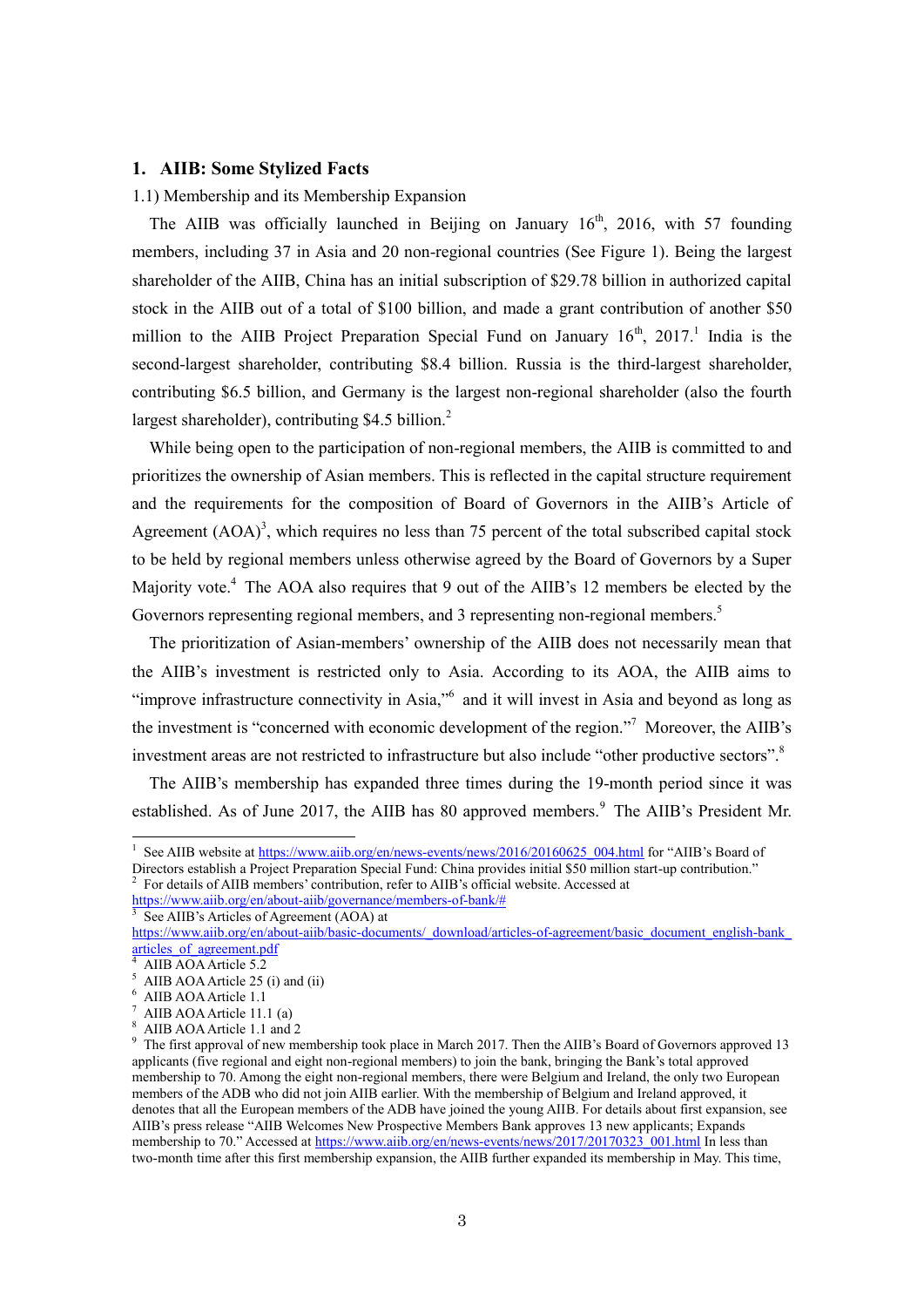## 1. AIIB: Some Stylized Facts

1.1) Membership and its Membership Expansion

The AIIB was officially launched in Beijing on January 16th, 2016, with 57 founding members, including 37 in Asia and 20 non-regional countries (See Figure 1). Being the largest shareholder of the AIIB, China has an initial subscription of $29.78 billion in authorized capital stock in the AIIB out of a total of $100 billion, and made a grant contribution of another $50 million to the AIIB Project Preparation Special Fund on January 16th, 2017.[1] India is the second-largest shareholder, contributing $8.4 billion. Russia is the third-largest shareholder, contributing $6.5 billion, and Germany is the largest non-regional shareholder (also the fourth largest shareholder), contributing $4.5 billion.[2]

While being open to the participation of non-regional members, the AIIB is committed to and prioritizes the ownership of Asian members. This is reflected in the capital structure requirement and the requirements for the composition of Board of Governors in the AIIB's Article of Agreement (AOA)[3], which requires no less than 75 percent of the total subscribed capital stock to be held by regional members unless otherwise agreed by the Board of Governors by a Super Majority vote.[4] The AOA also requires that 9 out of the AIIB's 12 members be elected by the Governors representing regional members, and 3 representing non-regional members.[5]

The prioritization of Asian-members' ownership of the AIIB does not necessarily mean that the AIIB's investment is restricted only to Asia. According to its AOA, the AIIB aims to "improve infrastructure connectivity in Asia,"[6] and it will invest in Asia and beyond as long as the investment is "concerned with economic development of the region."[7] Moreover, the AIIB's investment areas are not restricted to infrastructure but also include "other productive sectors".[8]

The AIIB's membership has expanded three times during the 19-month period since it was established. As of June 2017, the AIIB has 80 approved members.[9] The AIIB's President Mr.

---

[1] See AIIB website at https://www.aiib.org/en/news-events/news/2016/20160625_004.html for "AIIB's Board of Directors establish a Project Preparation Special Fund: China provides initial $50 million start-up contribution."

[2] For details of AIIB members' contribution, refer to AIIB's official website. Accessed at https://www.aiib.org/en/about-aiib/governance/members-of-bank/#

[3] See AIIB's Articles of Agreement (AOA) at https://www.aiib.org/en/about-aiib/basic-documents/_download/articles-of-agreement/basic_document_english-bank_articles_of_agreement.pdf

[4] AIIB AOA Article 5.2

[5] AIIB AOA Article 25 (i) and (ii)

[6] AIIB AOA Article 1.1

[7] AIIB AOA Article 11.1 (a)

[8] AIIB AOA Article 1.1 and 2

[9] The first approval of new membership took place in March 2017. Then the AIIB's Board of Governors approved 13 applicants (five regional and eight non-regional members) to join the bank, bringing the Bank's total approved membership to 70. Among the eight non-regional members, there were Belgium and Ireland, the only two European members of the ADB who did not join AIIB earlier. With the membership of Belgium and Ireland approved, it denotes that all the European members of the ADB have joined the young AIIB. For details about first expansion, see AIIB's press release "AIIB Welcomes New Prospective Members Bank approves 13 new applicants; Expands membership to 70." Accessed at https://www.aiib.org/en/news-events/news/2017/20170323_001.html In less than two-month time after this first membership expansion, the AIIB further expanded its membership in May. This time,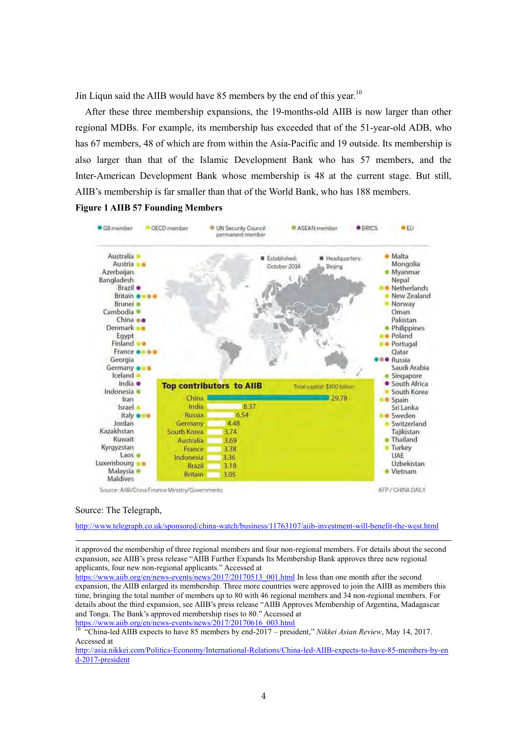Jin Liqun said the AIIB would have 85 members by the end of this year.[10]

After these three membership expansions, the 19-months-old AIIB is now larger than other regional MDBs. For example, its membership has exceeded that of the 51-year-old ADB, who has 67 members, 48 of which are from within the Asia-Pacific and 19 outside. Its membership is also larger than that of the Islamic Development Bank who has 57 members, and the Inter-American Development Bank whose membership is 48 at the current stage. But still, AIIB's membership is far smaller than that of the World Bank, who has 188 members.

**Figure 1 AIIB 57 Founding Members**

Legend: G8 member; OECD member; UN Security Council permanent member; ASEAN member; BRICS; EU

Established: October 2014 — Headquarters: Beijing

Australia, Austria, Azerbaijan, Bangladesh, Brazil, Britain, Brunei, Cambodia, China, Denmark, Egypt, Finland, France, Georgia, Germany, Iceland, India, Indonesia, Iran, Israel, Italy, Jordan, Kazakhstan, Kuwait, Kyrgyzstan, Laos, Luxembourg, Malaysia, Maldives, Malta, Mongolia, Myanmar, Nepal, Netherlands, New Zealand, Norway, Oman, Pakistan, Philippines, Poland, Portugal, Qatar, Russia, Saudi Arabia, Singapore, South Africa, South Korea, Spain, Sri Lanka, Sweden, Switzerland, Tajikistan, Thailand, Turkey, UAE, Uzbekistan, Vietnam

**Top contributors to AIIB** (Total capital: $100 billion)

| Country | Contribution |
|---|---|
| China | 29.78 |
| India | 8.37 |
| Russia | 6.54 |
| Germany | 4.48 |
| South Korea | 3.74 |
| Australia | 3.69 |
| France | 3.38 |
| Indonesia | 3.36 |
| Brazil | 3.18 |
| Britain | 3.05 |

Source: AIIB/China Finance Ministry/Governments — AFP / CHINA DAILY

Source: The Telegraph,

http://www.telegraph.co.uk/sponsored/china-watch/business/11763107/aiib-investment-will-benefit-the-west.html

---

it approved the membership of three regional members and four non-regional members. For details about the second expansion, see AIIB's press release "AIIB Further Expands Its Membership Bank approves three new regional applicants, four new non-regional applicants." Accessed at https://www.aiib.org/en/news-events/news/2017/20170513_001.html In less than one month after the second expansion, the AIIB enlarged its membership. Three more countries were approved to join the AIIB as members this time, bringing the total number of members up to 80 with 46 regional members and 34 non-regional members. For details about the third expansion, see AIIB's press release "AIIB Approves Membership of Argentina, Madagascar and Tonga. The Bank's approved membership rises to 80." Accessed at https://www.aiib.org/en/news-events/news/2017/20170616_003.html

[10] "China-led AIIB expects to have 85 members by end-2017 – president," *Nikkei Asian Review*, May 14, 2017. Accessed at http://asia.nikkei.com/Politics-Economy/International-Relations/China-led-AIIB-expects-to-have-85-members-by-end-2017-president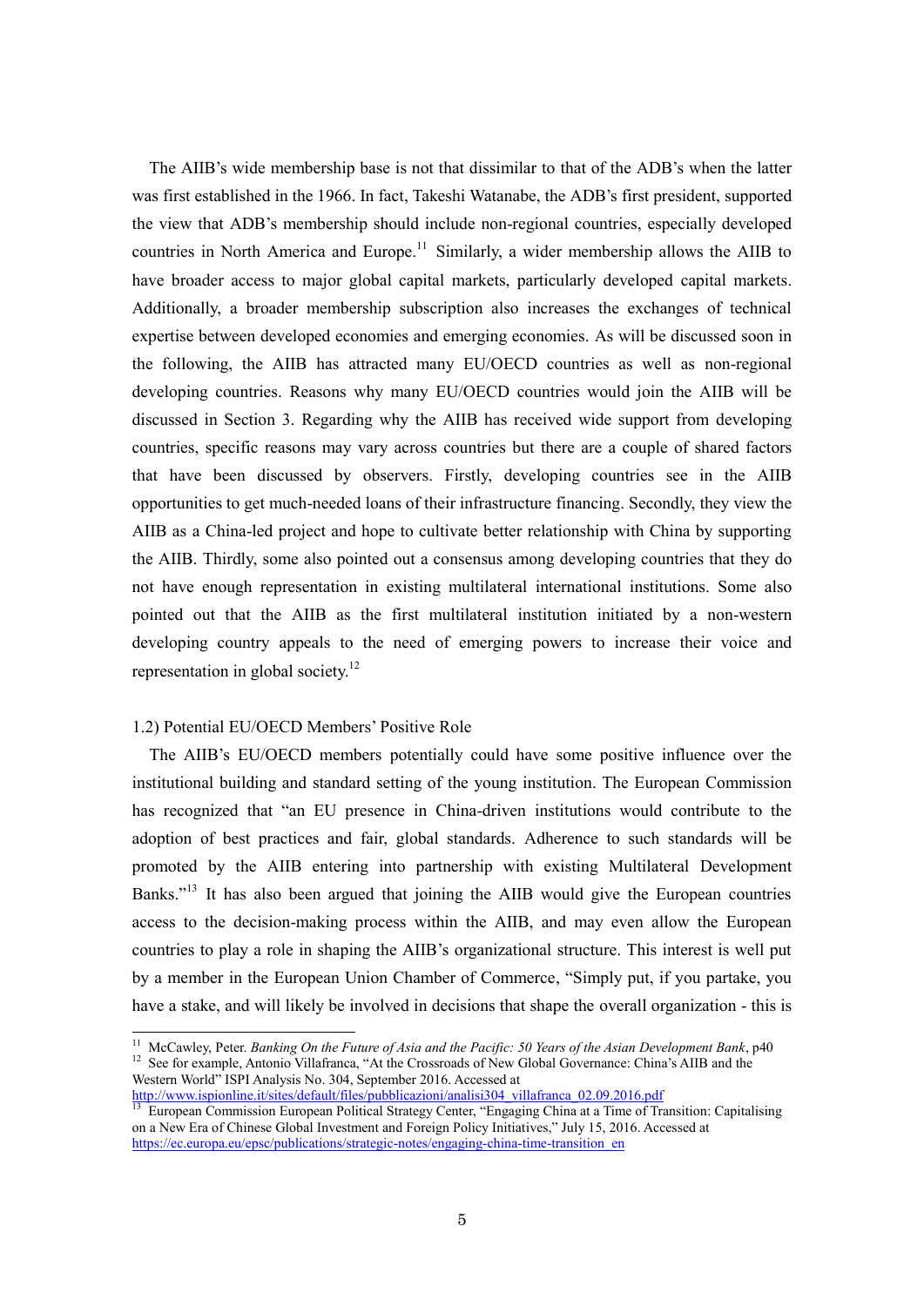The AIIB's wide membership base is not that dissimilar to that of the ADB's when the latter was first established in the 1966. In fact, Takeshi Watanabe, the ADB's first president, supported the view that ADB's membership should include non-regional countries, especially developed countries in North America and Europe.[11] Similarly, a wider membership allows the AIIB to have broader access to major global capital markets, particularly developed capital markets. Additionally, a broader membership subscription also increases the exchanges of technical expertise between developed economies and emerging economies. As will be discussed soon in the following, the AIIB has attracted many EU/OECD countries as well as non-regional developing countries. Reasons why many EU/OECD countries would join the AIIB will be discussed in Section 3. Regarding why the AIIB has received wide support from developing countries, specific reasons may vary across countries but there are a couple of shared factors that have been discussed by observers. Firstly, developing countries see in the AIIB opportunities to get much-needed loans of their infrastructure financing. Secondly, they view the AIIB as a China-led project and hope to cultivate better relationship with China by supporting the AIIB. Thirdly, some also pointed out a consensus among developing countries that they do not have enough representation in existing multilateral international institutions. Some also pointed out that the AIIB as the first multilateral institution initiated by a non-western developing country appeals to the need of emerging powers to increase their voice and representation in global society.[12]

### 1.2) Potential EU/OECD Members' Positive Role

The AIIB's EU/OECD members potentially could have some positive influence over the institutional building and standard setting of the young institution. The European Commission has recognized that "an EU presence in China-driven institutions would contribute to the adoption of best practices and fair, global standards. Adherence to such standards will be promoted by the AIIB entering into partnership with existing Multilateral Development Banks."[13] It has also been argued that joining the AIIB would give the European countries access to the decision-making process within the AIIB, and may even allow the European countries to play a role in shaping the AIIB's organizational structure. This interest is well put by a member in the European Union Chamber of Commerce, "Simply put, if you partake, you have a stake, and will likely be involved in decisions that shape the overall organization - this is

---

[11] McCawley, Peter. *Banking On the Future of Asia and the Pacific: 50 Years of the Asian Development Bank*, p40

[12] See for example, Antonio Villafranca, "At the Crossroads of New Global Governance: China's AIIB and the Western World" ISPI Analysis No. 304, September 2016. Accessed at http://www.ispionline.it/sites/default/files/pubblicazioni/analisi304_villafranca_02.09.2016.pdf

[13] European Commission European Political Strategy Center, "Engaging China at a Time of Transition: Capitalising on a New Era of Chinese Global Investment and Foreign Policy Initiatives," July 15, 2016. Accessed at https://ec.europa.eu/epsc/publications/strategic-notes/engaging-china-time-transition_en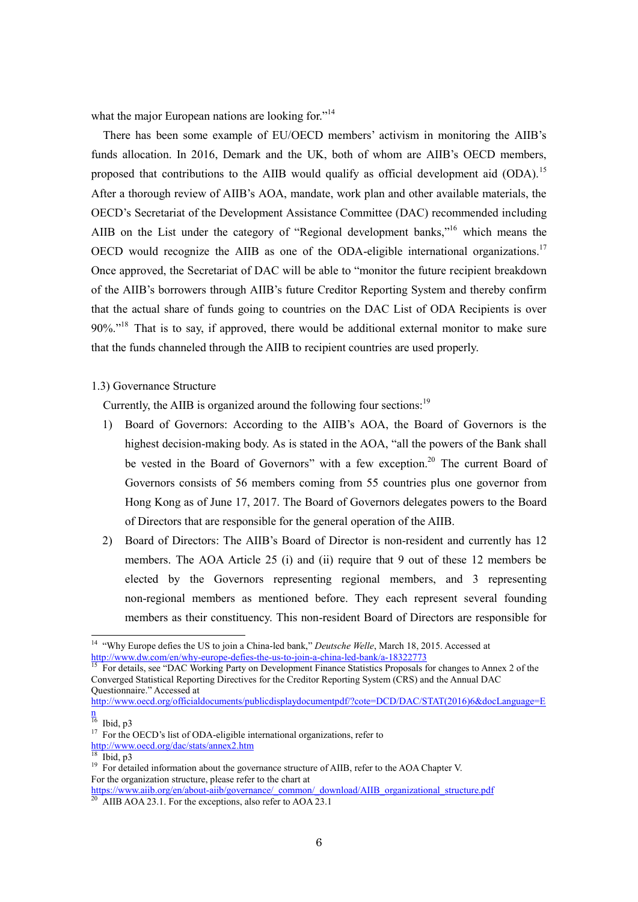what the major European nations are looking for."[14]

There has been some example of EU/OECD members' activism in monitoring the AIIB's funds allocation. In 2016, Demark and the UK, both of whom are AIIB's OECD members, proposed that contributions to the AIIB would qualify as official development aid (ODA).[15] After a thorough review of AIIB's AOA, mandate, work plan and other available materials, the OECD's Secretariat of the Development Assistance Committee (DAC) recommended including AIIB on the List under the category of "Regional development banks,"[16] which means the OECD would recognize the AIIB as one of the ODA-eligible international organizations.[17] Once approved, the Secretariat of DAC will be able to "monitor the future recipient breakdown of the AIIB's borrowers through AIIB's future Creditor Reporting System and thereby confirm that the actual share of funds going to countries on the DAC List of ODA Recipients is over 90%."[18] That is to say, if approved, there would be additional external monitor to make sure that the funds channeled through the AIIB to recipient countries are used properly.

1.3) Governance Structure

Currently, the AIIB is organized around the following four sections:[19]

1) Board of Governors: According to the AIIB's AOA, the Board of Governors is the highest decision-making body. As is stated in the AOA, "all the powers of the Bank shall be vested in the Board of Governors" with a few exception.[20] The current Board of Governors consists of 56 members coming from 55 countries plus one governor from Hong Kong as of June 17, 2017. The Board of Governors delegates powers to the Board of Directors that are responsible for the general operation of the AIIB.
2) Board of Directors: The AIIB's Board of Director is non-resident and currently has 12 members. The AOA Article 25 (i) and (ii) require that 9 out of these 12 members be elected by the Governors representing regional members, and 3 representing non-regional members as mentioned before. They each represent several founding members as their constituency. This non-resident Board of Directors are responsible for

---

[14] "Why Europe defies the US to join a China-led bank," *Deutsche Welle*, March 18, 2015. Accessed at http://www.dw.com/en/why-europe-defies-the-us-to-join-a-china-led-bank/a-18322773

[15] For details, see "DAC Working Party on Development Finance Statistics Proposals for changes to Annex 2 of the Converged Statistical Reporting Directives for the Creditor Reporting System (CRS) and the Annual DAC Questionnaire." Accessed at http://www.oecd.org/officialdocuments/publicdisplaydocumentpdf/?cote=DCD/DAC/STAT(2016)6&docLanguage=En

[16] Ibid, p3

[17] For the OECD's list of ODA-eligible international organizations, refer to http://www.oecd.org/dac/stats/annex2.htm

[18] Ibid, p3

[19] For detailed information about the governance structure of AIIB, refer to the AOA Chapter V. For the organization structure, please refer to the chart at https://www.aiib.org/en/about-aiib/governance/_common/_download/AIIB_organizational_structure.pdf

[20] AIIB AOA 23.1. For the exceptions, also refer to AOA 23.1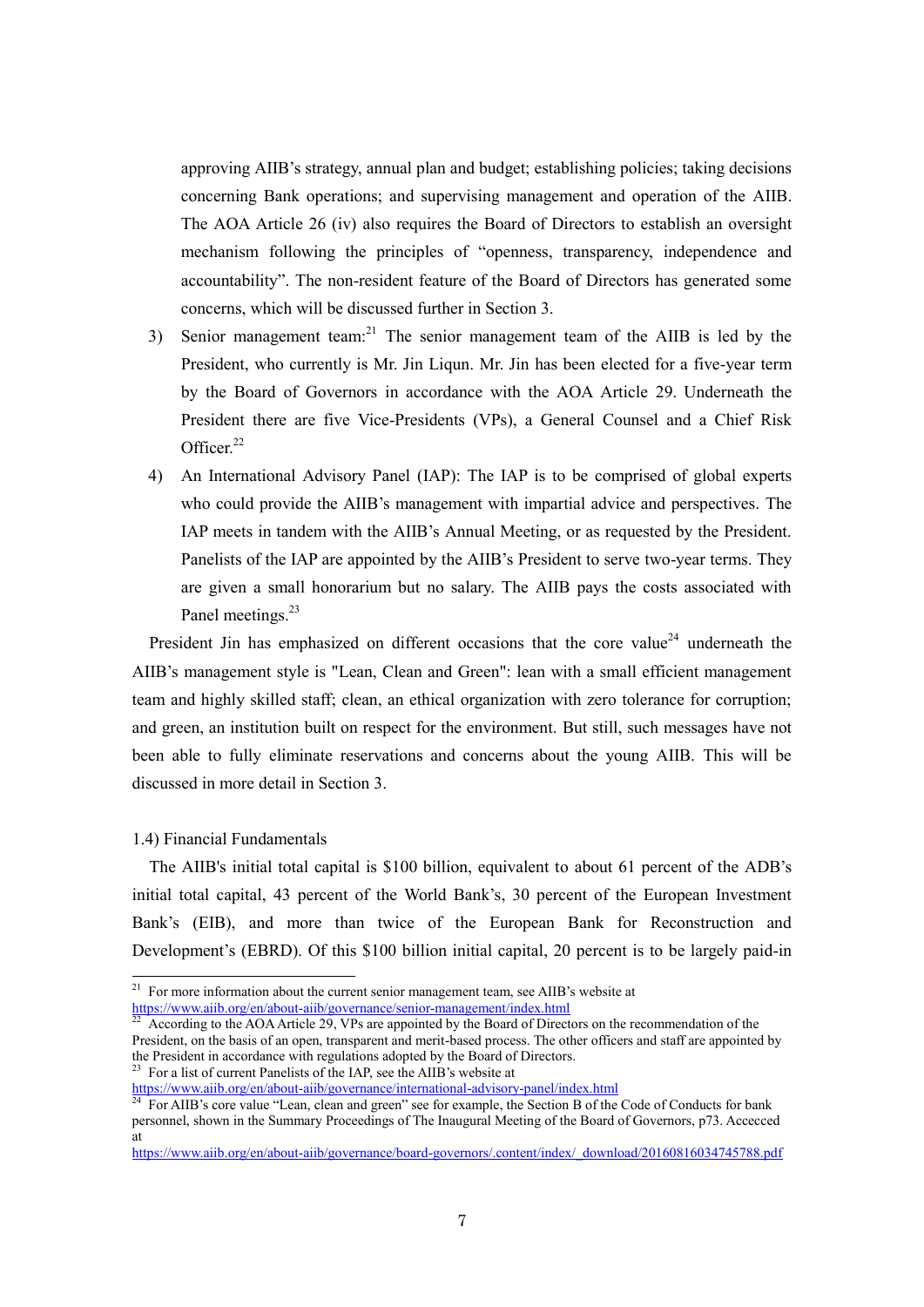approving AIIB's strategy, annual plan and budget; establishing policies; taking decisions concerning Bank operations; and supervising management and operation of the AIIB. The AOA Article 26 (iv) also requires the Board of Directors to establish an oversight mechanism following the principles of "openness, transparency, independence and accountability". The non-resident feature of the Board of Directors has generated some concerns, which will be discussed further in Section 3.

3) Senior management team:[21] The senior management team of the AIIB is led by the President, who currently is Mr. Jin Liqun. Mr. Jin has been elected for a five-year term by the Board of Governors in accordance with the AOA Article 29. Underneath the President there are five Vice-Presidents (VPs), a General Counsel and a Chief Risk Officer.[22]

4) An International Advisory Panel (IAP): The IAP is to be comprised of global experts who could provide the AIIB's management with impartial advice and perspectives. The IAP meets in tandem with the AIIB's Annual Meeting, or as requested by the President. Panelists of the IAP are appointed by the AIIB's President to serve two-year terms. They are given a small honorarium but no salary. The AIIB pays the costs associated with Panel meetings.[23]

President Jin has emphasized on different occasions that the core value[24] underneath the AIIB's management style is "Lean, Clean and Green": lean with a small efficient management team and highly skilled staff; clean, an ethical organization with zero tolerance for corruption; and green, an institution built on respect for the environment. But still, such messages have not been able to fully eliminate reservations and concerns about the young AIIB. This will be discussed in more detail in Section 3.

### 1.4) Financial Fundamentals

The AIIB's initial total capital is $100 billion, equivalent to about 61 percent of the ADB's initial total capital, 43 percent of the World Bank's, 30 percent of the European Investment Bank's (EIB), and more than twice of the European Bank for Reconstruction and Development's (EBRD). Of this $100 billion initial capital, 20 percent is to be largely paid-in

---

[21] For more information about the current senior management team, see AIIB's website at https://www.aiib.org/en/about-aiib/governance/senior-management/index.html

[22] According to the AOA Article 29, VPs are appointed by the Board of Directors on the recommendation of the President, on the basis of an open, transparent and merit-based process. The other officers and staff are appointed by the President in accordance with regulations adopted by the Board of Directors.

[23] For a list of current Panelists of the IAP, see the AIIB's website at https://www.aiib.org/en/about-aiib/governance/international-advisory-panel/index.html

[24] For AIIB's core value "Lean, clean and green" see for example, the Section B of the Code of Conducts for bank personnel, shown in the Summary Proceedings of The Inaugural Meeting of the Board of Governors, p73. Accecced at https://www.aiib.org/en/about-aiib/governance/board-governors/.content/index/_download/20160816034745788.pdf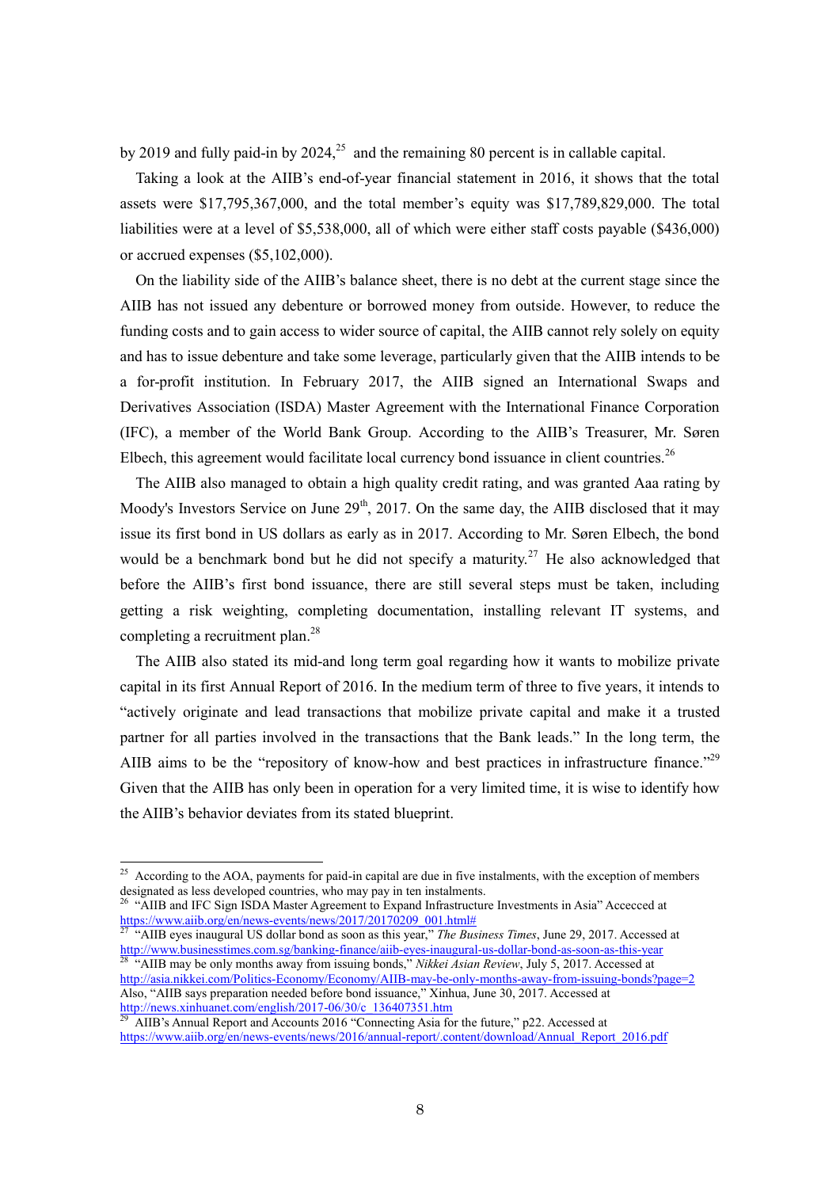by 2019 and fully paid-in by 2024,[25] and the remaining 80 percent is in callable capital.

Taking a look at the AIIB's end-of-year financial statement in 2016, it shows that the total assets were $17,795,367,000, and the total member's equity was $17,789,829,000. The total liabilities were at a level of $5,538,000, all of which were either staff costs payable ($436,000) or accrued expenses ($5,102,000).

On the liability side of the AIIB's balance sheet, there is no debt at the current stage since the AIIB has not issued any debenture or borrowed money from outside. However, to reduce the funding costs and to gain access to wider source of capital, the AIIB cannot rely solely on equity and has to issue debenture and take some leverage, particularly given that the AIIB intends to be a for-profit institution. In February 2017, the AIIB signed an International Swaps and Derivatives Association (ISDA) Master Agreement with the International Finance Corporation (IFC), a member of the World Bank Group. According to the AIIB's Treasurer, Mr. Søren Elbech, this agreement would facilitate local currency bond issuance in client countries.[26]

The AIIB also managed to obtain a high quality credit rating, and was granted Aaa rating by Moody's Investors Service on June 29th, 2017. On the same day, the AIIB disclosed that it may issue its first bond in US dollars as early as in 2017. According to Mr. Søren Elbech, the bond would be a benchmark bond but he did not specify a maturity.[27] He also acknowledged that before the AIIB's first bond issuance, there are still several steps must be taken, including getting a risk weighting, completing documentation, installing relevant IT systems, and completing a recruitment plan.[28]

The AIIB also stated its mid-and long term goal regarding how it wants to mobilize private capital in its first Annual Report of 2016. In the medium term of three to five years, it intends to "actively originate and lead transactions that mobilize private capital and make it a trusted partner for all parties involved in the transactions that the Bank leads." In the long term, the AIIB aims to be the "repository of know-how and best practices in infrastructure finance."[29] Given that the AIIB has only been in operation for a very limited time, it is wise to identify how the AIIB's behavior deviates from its stated blueprint.

---

[25] According to the AOA, payments for paid-in capital are due in five instalments, with the exception of members designated as less developed countries, who may pay in ten instalments.

[26] "AIIB and IFC Sign ISDA Master Agreement to Expand Infrastructure Investments in Asia" Accecced at https://www.aiib.org/en/news-events/news/2017/20170209_001.html#

[27] "AIIB eyes inaugural US dollar bond as soon as this year," *The Business Times*, June 29, 2017. Accessed at http://www.businesstimes.com.sg/banking-finance/aiib-eyes-inaugural-us-dollar-bond-as-soon-as-this-year

[28] "AIIB may be only months away from issuing bonds," *Nikkei Asian Review*, July 5, 2017. Accessed at http://asia.nikkei.com/Politics-Economy/Economy/AIIB-may-be-only-months-away-from-issuing-bonds?page=2 Also, "AIIB says preparation needed before bond issuance," Xinhua, June 30, 2017. Accessed at http://news.xinhuanet.com/english/2017-06/30/c_136407351.htm

[29] AIIB's Annual Report and Accounts 2016 "Connecting Asia for the future," p22. Accessed at https://www.aiib.org/en/news-events/news/2016/annual-report/.content/download/Annual_Report_2016.pdf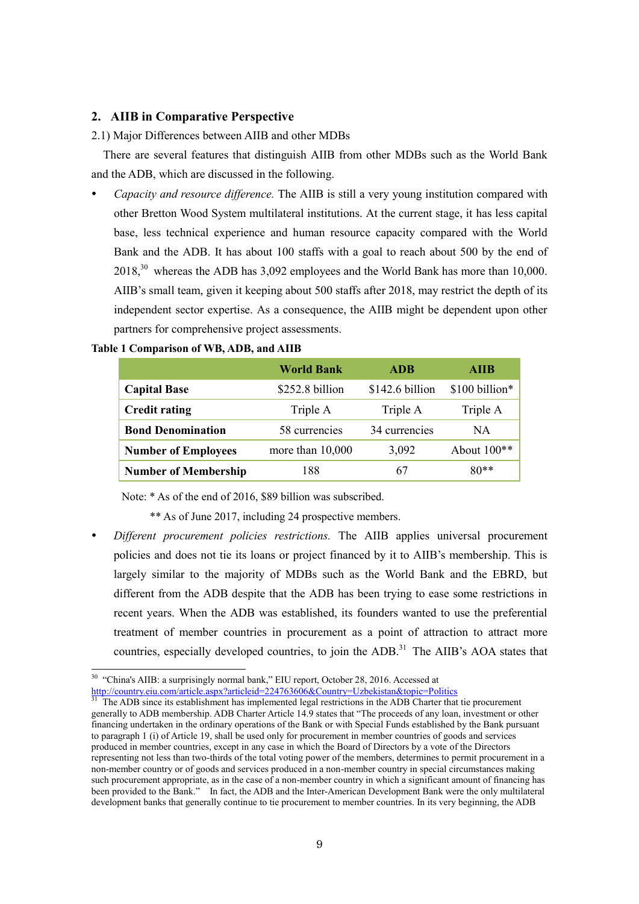## 2. AIIB in Comparative Perspective

2.1) Major Differences between AIIB and other MDBs

There are several features that distinguish AIIB from other MDBs such as the World Bank and the ADB, which are discussed in the following.

- *Capacity and resource difference.* The AIIB is still a very young institution compared with other Bretton Wood System multilateral institutions. At the current stage, it has less capital base, less technical experience and human resource capacity compared with the World Bank and the ADB. It has about 100 staffs with a goal to reach about 500 by the end of 2018,[30] whereas the ADB has 3,092 employees and the World Bank has more than 10,000. AIIB's small team, given it keeping about 500 staffs after 2018, may restrict the depth of its independent sector expertise. As a consequence, the AIIB might be dependent upon other partners for comprehensive project assessments.

**Table 1 Comparison of WB, ADB, and AIIB**

| | World Bank | ADB | AIIB |
|---|---|---|---|
| **Capital Base** | $252.8 billion | $142.6 billion | $100 billion* |
| **Credit rating** | Triple A | Triple A | Triple A |
| **Bond Denomination** | 58 currencies | 34 currencies | NA |
| **Number of Employees** | more than 10,000 | 3,092 | About 100** |
| **Number of Membership** | 188 | 67 | 80** |

Note: * As of the end of 2016, $89 billion was subscribed.

** As of June 2017, including 24 prospective members.

- *Different procurement policies restrictions.* The AIIB applies universal procurement policies and does not tie its loans or project financed by it to AIIB's membership. This is largely similar to the majority of MDBs such as the World Bank and the EBRD, but different from the ADB despite that the ADB has been trying to ease some restrictions in recent years. When the ADB was established, its founders wanted to use the preferential treatment of member countries in procurement as a point of attraction to attract more countries, especially developed countries, to join the ADB.[31] The AIIB's AOA states that

---

[30] "China's AIIB: a surprisingly normal bank," EIU report, October 28, 2016. Accessed at http://country.eiu.com/article.aspx?articleid=224763606&Country=Uzbekistan&topic=Politics

[31] The ADB since its establishment has implemented legal restrictions in the ADB Charter that tie procurement generally to ADB membership. ADB Charter Article 14.9 states that "The proceeds of any loan, investment or other financing undertaken in the ordinary operations of the Bank or with Special Funds established by the Bank pursuant to paragraph 1 (i) of Article 19, shall be used only for procurement in member countries of goods and services produced in member countries, except in any case in which the Board of Directors by a vote of the Directors representing not less than two-thirds of the total voting power of the members, determines to permit procurement in a non-member country or of goods and services produced in a non-member country in special circumstances making such procurement appropriate, as in the case of a non-member country in which a significant amount of financing has been provided to the Bank." In fact, the ADB and the Inter-American Development Bank were the only multilateral development banks that generally continue to tie procurement to member countries. In its very beginning, the ADB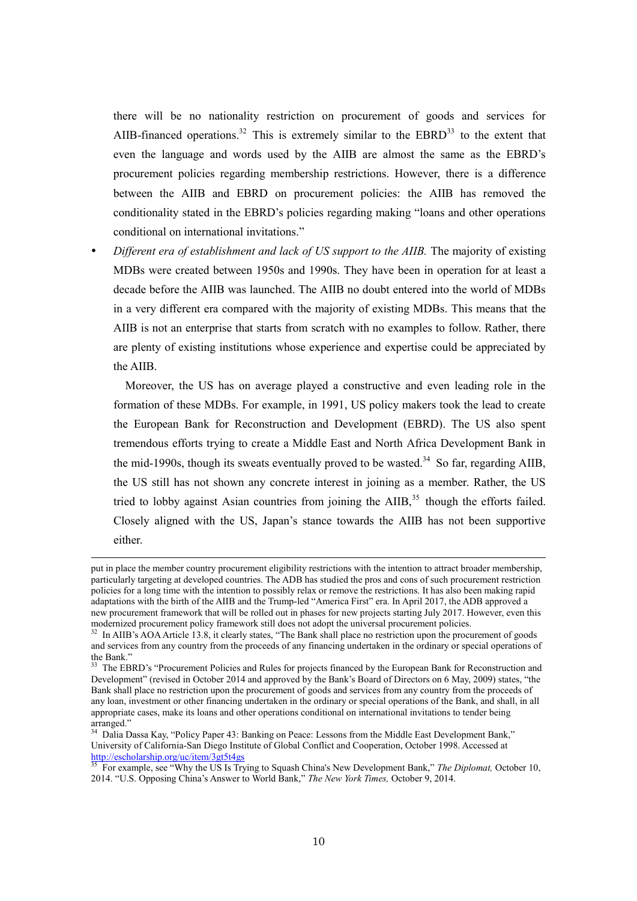there will be no nationality restriction on procurement of goods and services for AIIB-financed operations.[32] This is extremely similar to the EBRD[33] to the extent that even the language and words used by the AIIB are almost the same as the EBRD's procurement policies regarding membership restrictions. However, there is a difference between the AIIB and EBRD on procurement policies: the AIIB has removed the conditionality stated in the EBRD's policies regarding making "loans and other operations conditional on international invitations."

- *Different era of establishment and lack of US support to the AIIB.* The majority of existing MDBs were created between 1950s and 1990s. They have been in operation for at least a decade before the AIIB was launched. The AIIB no doubt entered into the world of MDBs in a very different era compared with the majority of existing MDBs. This means that the AIIB is not an enterprise that starts from scratch with no examples to follow. Rather, there are plenty of existing institutions whose experience and expertise could be appreciated by the AIIB.

  Moreover, the US has on average played a constructive and even leading role in the formation of these MDBs. For example, in 1991, US policy makers took the lead to create the European Bank for Reconstruction and Development (EBRD). The US also spent tremendous efforts trying to create a Middle East and North Africa Development Bank in the mid-1990s, though its sweats eventually proved to be wasted.[34] So far, regarding AIIB, the US still has not shown any concrete interest in joining as a member. Rather, the US tried to lobby against Asian countries from joining the AIIB,[35] though the efforts failed. Closely aligned with the US, Japan's stance towards the AIIB has not been supportive either.

---

put in place the member country procurement eligibility restrictions with the intention to attract broader membership, particularly targeting at developed countries. The ADB has studied the pros and cons of such procurement restriction policies for a long time with the intention to possibly relax or remove the restrictions. It has also been making rapid adaptations with the birth of the AIIB and the Trump-led "America First" era. In April 2017, the ADB approved a new procurement framework that will be rolled out in phases for new projects starting July 2017. However, even this modernized procurement policy framework still does not adopt the universal procurement policies.

[32] In AIIB's AOA Article 13.8, it clearly states, "The Bank shall place no restriction upon the procurement of goods and services from any country from the proceeds of any financing undertaken in the ordinary or special operations of the Bank."

[33] The EBRD's "Procurement Policies and Rules for projects financed by the European Bank for Reconstruction and Development" (revised in October 2014 and approved by the Bank's Board of Directors on 6 May, 2009) states, "the Bank shall place no restriction upon the procurement of goods and services from any country from the proceeds of any loan, investment or other financing undertaken in the ordinary or special operations of the Bank, and shall, in all appropriate cases, make its loans and other operations conditional on international invitations to tender being arranged."

[34] Dalia Dassa Kay, "Policy Paper 43: Banking on Peace: Lessons from the Middle East Development Bank," University of California-San Diego Institute of Global Conflict and Cooperation, October 1998. Accessed at http://escholarship.org/uc/item/3gt5t4gs

[35] For example, see "Why the US Is Trying to Squash China's New Development Bank," *The Diplomat,* October 10, 2014. "U.S. Opposing China's Answer to World Bank," *The New York Times,* October 9, 2014.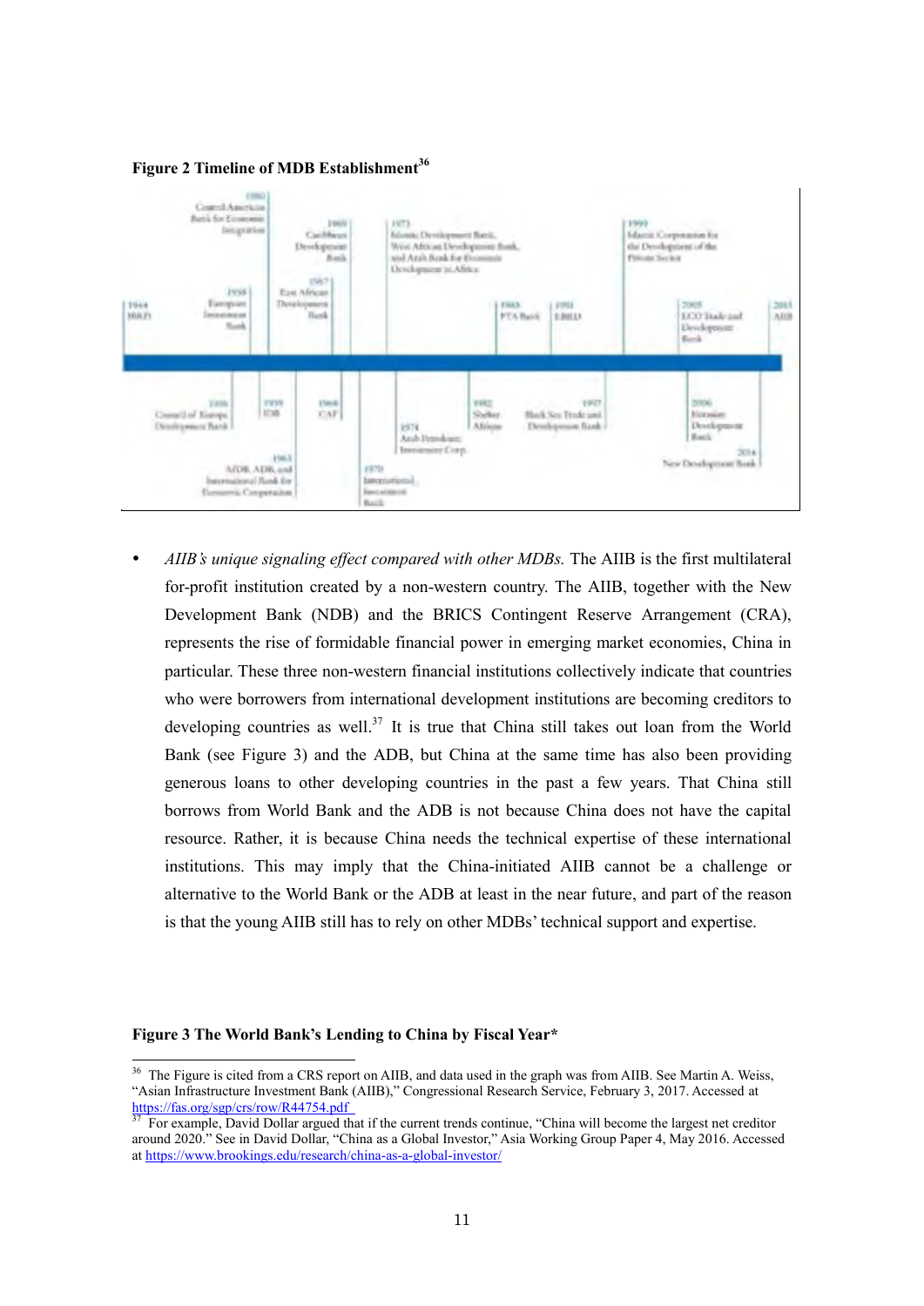**Figure 2 Timeline of MDB Establishment**[36]

1944 IBRD; 1956 Council of Europe Development Bank; 1958 European Investment Bank; 1959 IDB; 1960 Central American Bank for Economic Integration; 1963 AfDB, ADB, and International Bank for Economic Cooperation; 1964 CAF; 1967 East African Development Bank; 1969 Caribbean Development Bank; 1970 International Investment Bank; 1973 Islamic Development Bank, West African Development Bank, and Arab Bank for Economic Development in Africa; 1974 Arab Petroleum Investment Corp.; 1982 Shelter Afrique; 1985 PTA Bank; 1991 EBRD; 1997 Black Sea Trade and Development Bank; 1999 Islamic Corporation for the Development of the Private Sector; 2005 ECO Trade and Development Bank; 2006 Eurasian Development Bank; 2014 New Development Bank; 2015 AIIB

- *AIIB's unique signaling effect compared with other MDBs.* The AIIB is the first multilateral for-profit institution created by a non-western country. The AIIB, together with the New Development Bank (NDB) and the BRICS Contingent Reserve Arrangement (CRA), represents the rise of formidable financial power in emerging market economies, China in particular. These three non-western financial institutions collectively indicate that countries who were borrowers from international development institutions are becoming creditors to developing countries as well.[37] It is true that China still takes out loan from the World Bank (see Figure 3) and the ADB, but China at the same time has also been providing generous loans to other developing countries in the past a few years. That China still borrows from World Bank and the ADB is not because China does not have the capital resource. Rather, it is because China needs the technical expertise of these international institutions. This may imply that the China-initiated AIIB cannot be a challenge or alternative to the World Bank or the ADB at least in the near future, and part of the reason is that the young AIIB still has to rely on other MDBs' technical support and expertise.

**Figure 3 The World Bank's Lending to China by Fiscal Year***

---

[36] The Figure is cited from a CRS report on AIIB, and data used in the graph was from AIIB. See Martin A. Weiss, "Asian Infrastructure Investment Bank (AIIB)," Congressional Research Service, February 3, 2017. Accessed at https://fas.org/sgp/crs/row/R44754.pdf

[37] For example, David Dollar argued that if the current trends continue, "China will become the largest net creditor around 2020." See in David Dollar, "China as a Global Investor," Asia Working Group Paper 4, May 2016. Accessed at https://www.brookings.edu/research/china-as-a-global-investor/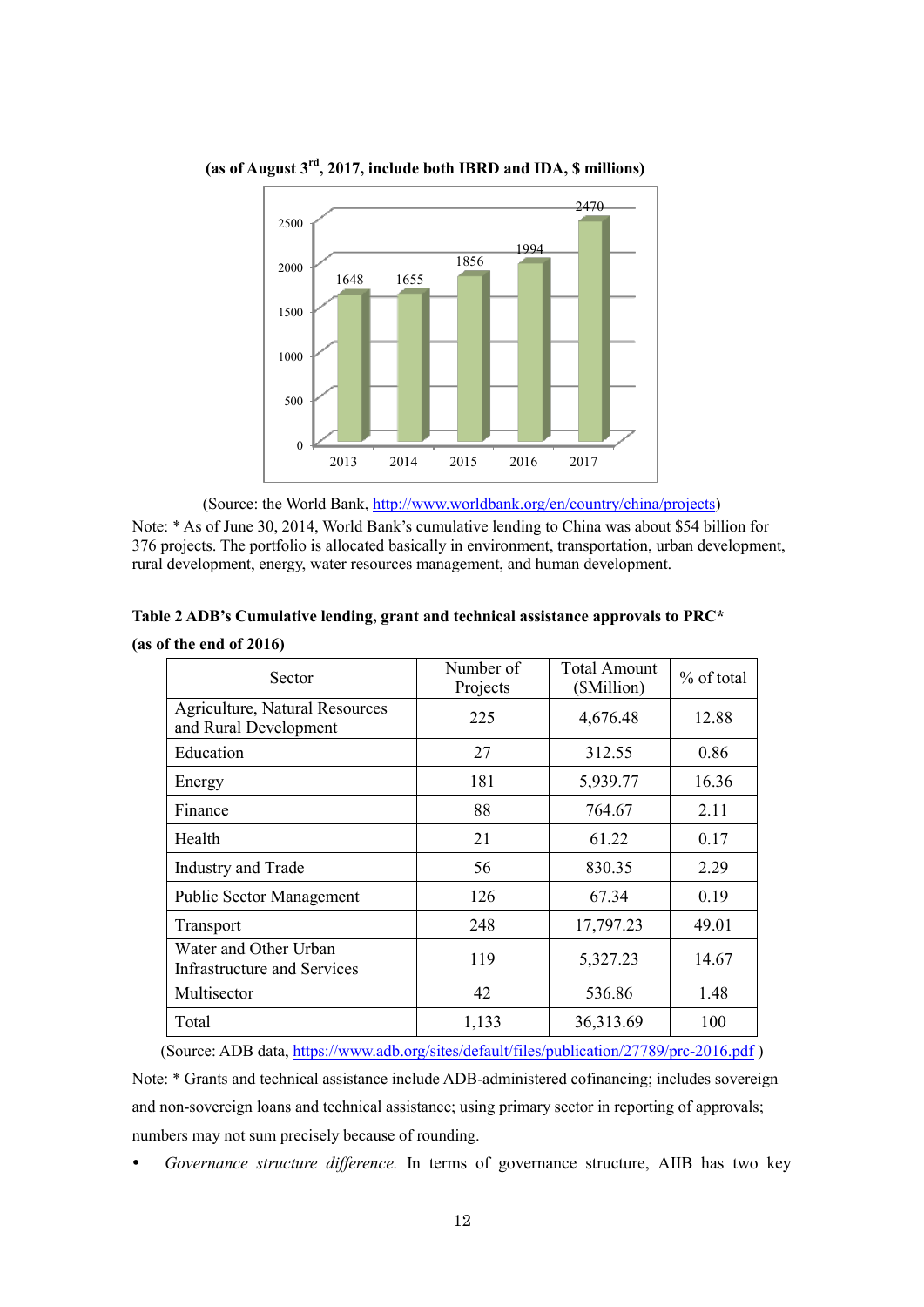(as of August 3rd, 2017, include both IBRD and IDA, $ millions)

| Year | Amount |
|---|---|
| 2013 | 1648 |
| 2014 | 1655 |
| 2015 | 1856 |
| 2016 | 1994 |
| 2017 | 2470 |

(Source: the World Bank, http://www.worldbank.org/en/country/china/projects)

Note: * As of June 30, 2014, World Bank's cumulative lending to China was about $54 billion for 376 projects. The portfolio is allocated basically in environment, transportation, urban development, rural development, energy, water resources management, and human development.

**Table 2 ADB's Cumulative lending, grant and technical assistance approvals to PRC***

**(as of the end of 2016)**

| Sector | Number of Projects | Total Amount ($Million) | % of total |
|---|---|---|---|
| Agriculture, Natural Resources and Rural Development | 225 | 4,676.48 | 12.88 |
| Education | 27 | 312.55 | 0.86 |
| Energy | 181 | 5,939.77 | 16.36 |
| Finance | 88 | 764.67 | 2.11 |
| Health | 21 | 61.22 | 0.17 |
| Industry and Trade | 56 | 830.35 | 2.29 |
| Public Sector Management | 126 | 67.34 | 0.19 |
| Transport | 248 | 17,797.23 | 49.01 |
| Water and Other Urban Infrastructure and Services | 119 | 5,327.23 | 14.67 |
| Multisector | 42 | 536.86 | 1.48 |
| Total | 1,133 | 36,313.69 | 100 |

(Source: ADB data, https://www.adb.org/sites/default/files/publication/27789/prc-2016.pdf )

Note: * Grants and technical assistance include ADB-administered cofinancing; includes sovereign and non-sovereign loans and technical assistance; using primary sector in reporting of approvals; numbers may not sum precisely because of rounding.

- *Governance structure difference.* In terms of governance structure, AIIB has two key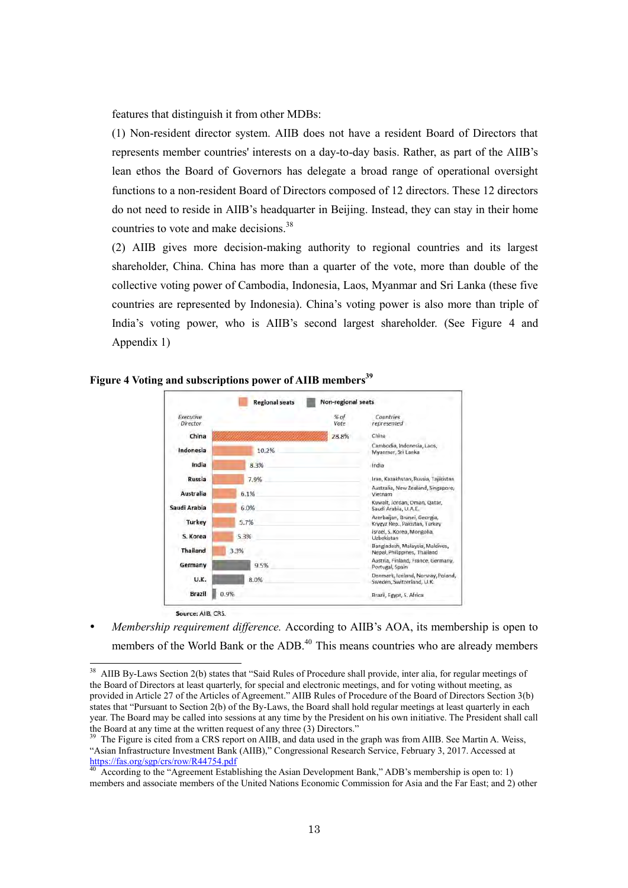features that distinguish it from other MDBs:

(1) Non-resident director system. AIIB does not have a resident Board of Directors that represents member countries' interests on a day-to-day basis. Rather, as part of the AIIB's lean ethos the Board of Governors has delegate a broad range of operational oversight functions to a non-resident Board of Directors composed of 12 directors. These 12 directors do not need to reside in AIIB's headquarter in Beijing. Instead, they can stay in their home countries to vote and make decisions.[38]

(2) AIIB gives more decision-making authority to regional countries and its largest shareholder, China. China has more than a quarter of the vote, more than double of the collective voting power of Cambodia, Indonesia, Laos, Myanmar and Sri Lanka (these five countries are represented by Indonesia). China's voting power is also more than triple of India's voting power, who is AIIB's second largest shareholder. (See Figure 4 and Appendix 1)

**Figure 4 Voting and subscriptions power of AIIB members**[39]

| Executive Director | Seat type | % of Vote | Countries represented |
|---|---|---|---|
| China | Regional seats | 28.8% | China |
| Indonesia | Regional seats | 10.2% | Cambodia, Indonesia, Laos, Myanmar, Sri Lanka |
| India | Regional seats | 8.3% | India |
| Russia | Regional seats | 7.9% | Iran, Kazakhstan, Russia, Tajikistan |
| Australia | Regional seats | 6.1% | Australia, New Zealand, Singapore, Vietnam |
| Saudi Arabia | Regional seats | 6.0% | Kuwait, Jordan, Oman, Qatar, Saudi Arabia, U.A.E. |
| Turkey | Regional seats | 5.7% | Azerbaijan, Brunei, Georgia, Krygyz Rep., Pakistan, Turkey |
| S. Korea | Regional seats | 5.3% | Israel, S. Korea, Mongolia, Uzbekistan |
| Thailand | Regional seats | 3.3% | Bangladesh, Malaysia, Maldives, Nepal, Philippines, Thailand |
| Germany | Non-regional seats | 9.5% | Austria, Finland, France, Germany, Portugal, Spain |
| U.K. | Non-regional seats | 8.0% | Denmark, Iceland, Norway, Poland, Sweden, Switzerland, U.K. |
| Brazil | Non-regional seats | 0.9% | Brazil, Egypt, S. Africa |

Source: AIIB, CRS.

- *Membership requirement difference.* According to AIIB's AOA, its membership is open to members of the World Bank or the ADB.[40] This means countries who are already members

---

[38] AIIB By-Laws Section 2(b) states that "Said Rules of Procedure shall provide, inter alia, for regular meetings of the Board of Directors at least quarterly, for special and electronic meetings, and for voting without meeting, as provided in Article 27 of the Articles of Agreement." AIIB Rules of Procedure of the Board of Directors Section 3(b) states that "Pursuant to Section 2(b) of the By-Laws, the Board shall hold regular meetings at least quarterly in each year. The Board may be called into sessions at any time by the President on his own initiative. The President shall call the Board at any time at the written request of any three (3) Directors."

[39] The Figure is cited from a CRS report on AIIB, and data used in the graph was from AIIB. See Martin A. Weiss, "Asian Infrastructure Investment Bank (AIIB)," Congressional Research Service, February 3, 2017. Accessed at https://fas.org/sgp/crs/row/R44754.pdf

[40] According to the "Agreement Establishing the Asian Development Bank," ADB's membership is open to: 1) members and associate members of the United Nations Economic Commission for Asia and the Far East; and 2) other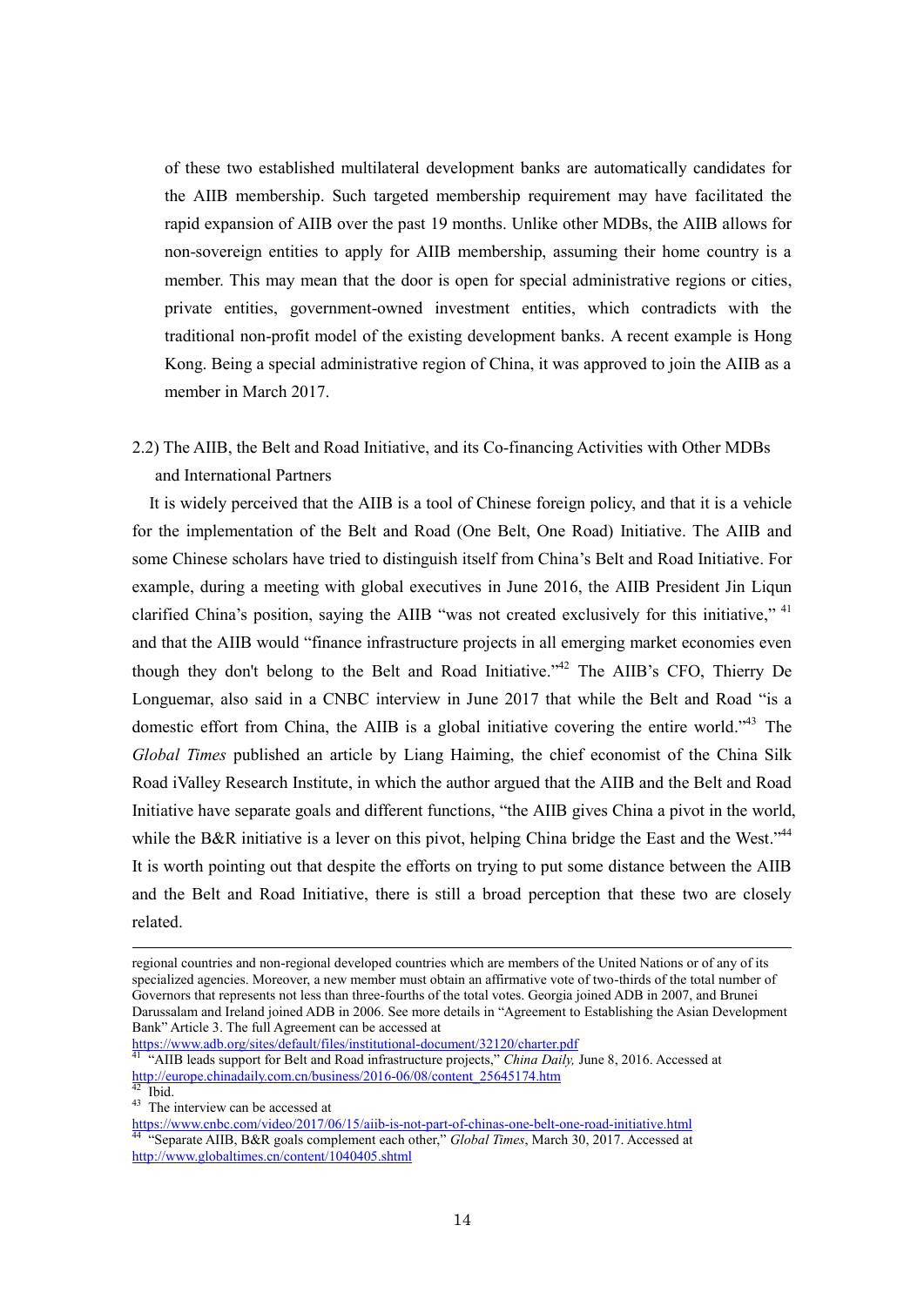of these two established multilateral development banks are automatically candidates for the AIIB membership. Such targeted membership requirement may have facilitated the rapid expansion of AIIB over the past 19 months. Unlike other MDBs, the AIIB allows for non-sovereign entities to apply for AIIB membership, assuming their home country is a member. This may mean that the door is open for special administrative regions or cities, private entities, government-owned investment entities, which contradicts with the traditional non-profit model of the existing development banks. A recent example is Hong Kong. Being a special administrative region of China, it was approved to join the AIIB as a member in March 2017.

### 2.2) The AIIB, the Belt and Road Initiative, and its Co-financing Activities with Other MDBs and International Partners

It is widely perceived that the AIIB is a tool of Chinese foreign policy, and that it is a vehicle for the implementation of the Belt and Road (One Belt, One Road) Initiative. The AIIB and some Chinese scholars have tried to distinguish itself from China's Belt and Road Initiative. For example, during a meeting with global executives in June 2016, the AIIB President Jin Liqun clarified China's position, saying the AIIB "was not created exclusively for this initiative,"[41] and that the AIIB would "finance infrastructure projects in all emerging market economies even though they don't belong to the Belt and Road Initiative."[42] The AIIB's CFO, Thierry De Longuemar, also said in a CNBC interview in June 2017 that while the Belt and Road "is a domestic effort from China, the AIIB is a global initiative covering the entire world."[43] The *Global Times* published an article by Liang Haiming, the chief economist of the China Silk Road iValley Research Institute, in which the author argued that the AIIB and the Belt and Road Initiative have separate goals and different functions, "the AIIB gives China a pivot in the world, while the B&R initiative is a lever on this pivot, helping China bridge the East and the West."[44] It is worth pointing out that despite the efforts on trying to put some distance between the AIIB and the Belt and Road Initiative, there is still a broad perception that these two are closely related.

---

regional countries and non-regional developed countries which are members of the United Nations or of any of its specialized agencies. Moreover, a new member must obtain an affirmative vote of two-thirds of the total number of Governors that represents not less than three-fourths of the total votes. Georgia joined ADB in 2007, and Brunei Darussalam and Ireland joined ADB in 2006. See more details in "Agreement to Establishing the Asian Development Bank" Article 3. The full Agreement can be accessed at https://www.adb.org/sites/default/files/institutional-document/32120/charter.pdf

[41] "AIIB leads support for Belt and Road infrastructure projects," *China Daily,* June 8, 2016. Accessed at http://europe.chinadaily.com.cn/business/2016-06/08/content_25645174.htm

[42] Ibid.

[43] The interview can be accessed at https://www.cnbc.com/video/2017/06/15/aiib-is-not-part-of-chinas-one-belt-one-road-initiative.html

[44] "Separate AIIB, B&R goals complement each other," *Global Times*, March 30, 2017. Accessed at http://www.globaltimes.cn/content/1040405.shtml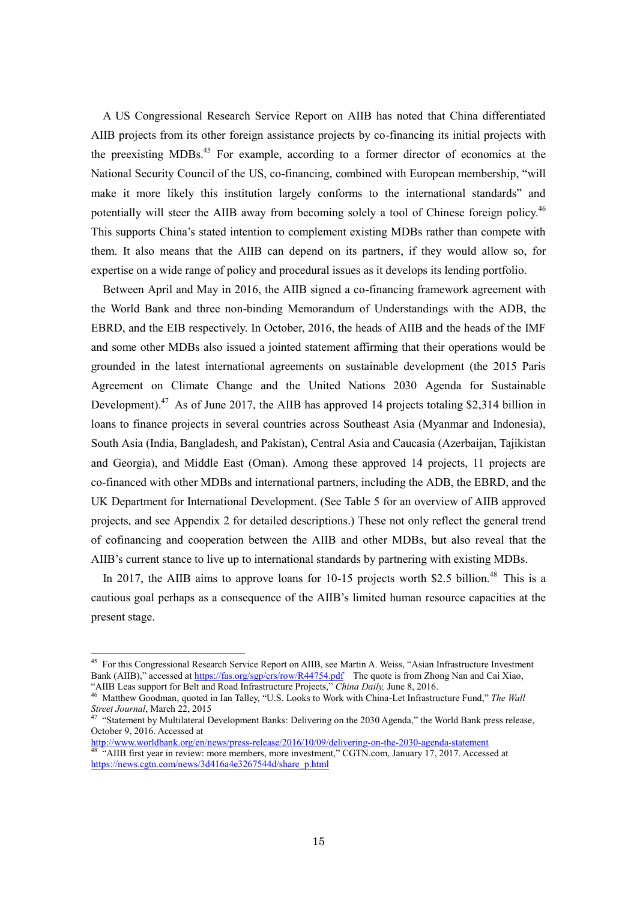A US Congressional Research Service Report on AIIB has noted that China differentiated AIIB projects from its other foreign assistance projects by co-financing its initial projects with the preexisting MDBs.[45] For example, according to a former director of economics at the National Security Council of the US, co-financing, combined with European membership, "will make it more likely this institution largely conforms to the international standards" and potentially will steer the AIIB away from becoming solely a tool of Chinese foreign policy.[46] This supports China's stated intention to complement existing MDBs rather than compete with them. It also means that the AIIB can depend on its partners, if they would allow so, for expertise on a wide range of policy and procedural issues as it develops its lending portfolio.

Between April and May in 2016, the AIIB signed a co-financing framework agreement with the World Bank and three non-binding Memorandum of Understandings with the ADB, the EBRD, and the EIB respectively. In October, 2016, the heads of AIIB and the heads of the IMF and some other MDBs also issued a jointed statement affirming that their operations would be grounded in the latest international agreements on sustainable development (the 2015 Paris Agreement on Climate Change and the United Nations 2030 Agenda for Sustainable Development).[47] As of June 2017, the AIIB has approved 14 projects totaling $2,314 billion in loans to finance projects in several countries across Southeast Asia (Myanmar and Indonesia), South Asia (India, Bangladesh, and Pakistan), Central Asia and Caucasia (Azerbaijan, Tajikistan and Georgia), and Middle East (Oman). Among these approved 14 projects, 11 projects are co-financed with other MDBs and international partners, including the ADB, the EBRD, and the UK Department for International Development. (See Table 5 for an overview of AIIB approved projects, and see Appendix 2 for detailed descriptions.) These not only reflect the general trend of cofinancing and cooperation between the AIIB and other MDBs, but also reveal that the AIIB's current stance to live up to international standards by partnering with existing MDBs.

In 2017, the AIIB aims to approve loans for 10-15 projects worth $2.5 billion.[48] This is a cautious goal perhaps as a consequence of the AIIB's limited human resource capacities at the present stage.

---

[45] For this Congressional Research Service Report on AIIB, see Martin A. Weiss, "Asian Infrastructure Investment Bank (AIIB)," accessed at https://fas.org/sgp/crs/row/R44754.pdf The quote is from Zhong Nan and Cai Xiao, "AIIB Leas support for Belt and Road Infrastructure Projects," *China Daily,* June 8, 2016.

[46] Matthew Goodman, quoted in Ian Talley, "U.S. Looks to Work with China-Let Infrastructure Fund," *The Wall Street Journal*, March 22, 2015

[47] "Statement by Multilateral Development Banks: Delivering on the 2030 Agenda," the World Bank press release, October 9, 2016. Accessed at http://www.worldbank.org/en/news/press-release/2016/10/09/delivering-on-the-2030-agenda-statement

[48] "AIIB first year in review: more members, more investment," CGTN.com, January 17, 2017. Accessed at https://news.cgtn.com/news/3d416a4e3267544d/share_p.html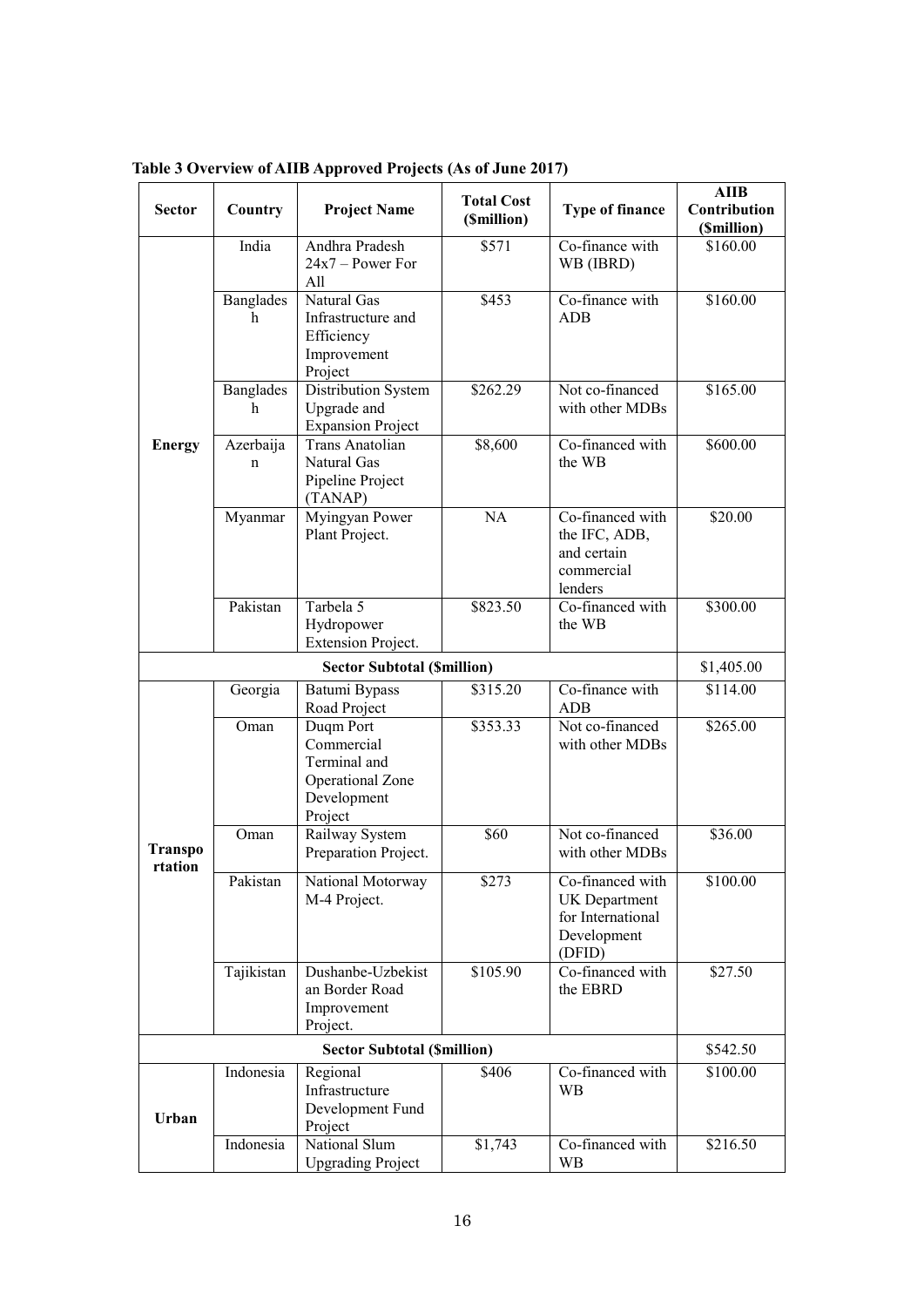**Table 3 Overview of AIIB Approved Projects (As of June 2017)**

| Sector | Country | Project Name | Total Cost ($million) | Type of finance | AIIB Contribution ($million) |
|---|---|---|---|---|---|
| Energy | India | Andhra Pradesh 24x7 – Power For All | $571 | Co-finance with WB (IBRD) | $160.00 |
| | Bangladesh | Natural Gas Infrastructure and Efficiency Improvement Project | $453 | Co-finance with ADB | $160.00 |
| | Bangladesh | Distribution System Upgrade and Expansion Project | $262.29 | Not co-financed with other MDBs | $165.00 |
| | Azerbaijan | Trans Anatolian Natural Gas Pipeline Project (TANAP) | $8,600 | Co-financed with the WB | $600.00 |
| | Myanmar | Myingyan Power Plant Project. | NA | Co-financed with the IFC, ADB, and certain commercial lenders | $20.00 |
| | Pakistan | Tarbela 5 Hydropower Extension Project. | $823.50 | Co-financed with the WB | $300.00 |
| **Sector Subtotal ($million)** | | | | | $1,405.00 |
| Transportation | Georgia | Batumi Bypass Road Project | $315.20 | Co-finance with ADB | $114.00 |
| | Oman | Duqm Port Commercial Terminal and Operational Zone Development Project | $353.33 | Not co-financed with other MDBs | $265.00 |
| | Oman | Railway System Preparation Project. | $60 | Not co-financed with other MDBs | $36.00 |
| | Pakistan | National Motorway M-4 Project. | $273 | Co-financed with UK Department for International Development (DFID) | $100.00 |
| | Tajikistan | Dushanbe-Uzbekistan Border Road Improvement Project. | $105.90 | Co-financed with the EBRD | $27.50 |
| **Sector Subtotal ($million)** | | | | | $542.50 |
| Urban | Indonesia | Regional Infrastructure Development Fund Project | $406 | Co-financed with WB | $100.00 |
| | Indonesia | National Slum Upgrading Project | $1,743 | Co-financed with WB | $216.50 |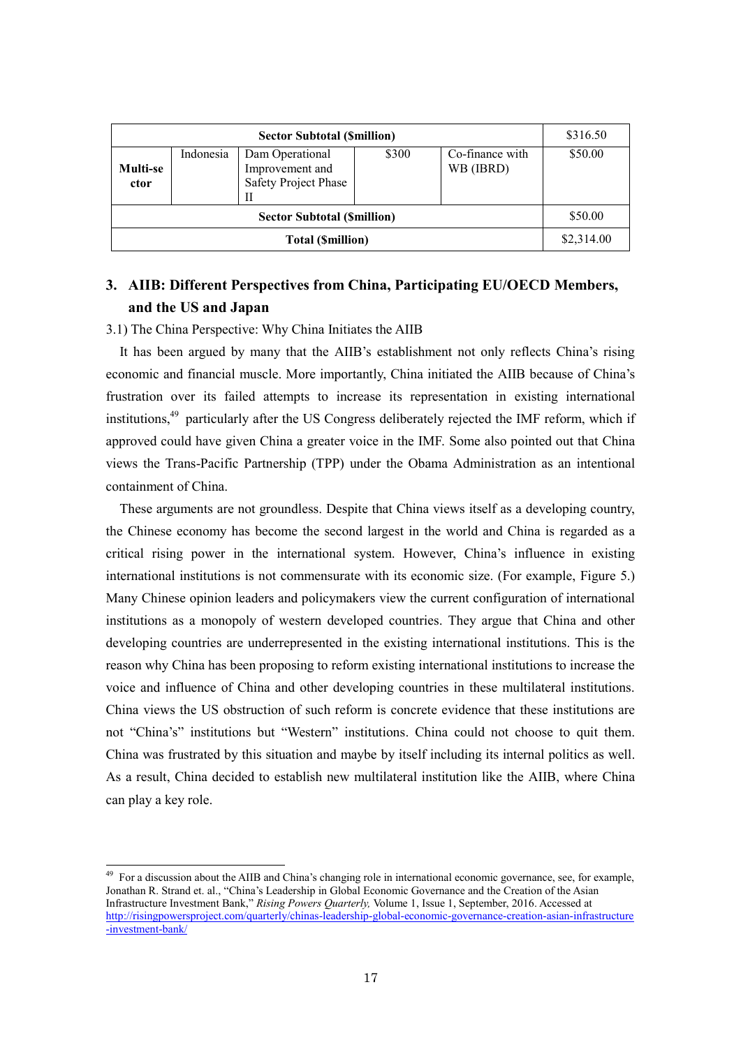| Sector Subtotal ($million) | | | | | $316.50 |
|---|---|---|---|---|---|
| **Multi-sector** | Indonesia | Dam Operational Improvement and Safety Project Phase II | $300 | Co-finance with WB (IBRD) | $50.00 |
| **Sector Subtotal ($million)** | | | | | $50.00 |
| **Total ($million)** | | | | | $2,314.00 |

## 3. AIIB: Different Perspectives from China, Participating EU/OECD Members, and the US and Japan

3.1) The China Perspective: Why China Initiates the AIIB

It has been argued by many that the AIIB's establishment not only reflects China's rising economic and financial muscle. More importantly, China initiated the AIIB because of China's frustration over its failed attempts to increase its representation in existing international institutions,[49] particularly after the US Congress deliberately rejected the IMF reform, which if approved could have given China a greater voice in the IMF. Some also pointed out that China views the Trans-Pacific Partnership (TPP) under the Obama Administration as an intentional containment of China.

These arguments are not groundless. Despite that China views itself as a developing country, the Chinese economy has become the second largest in the world and China is regarded as a critical rising power in the international system. However, China's influence in existing international institutions is not commensurate with its economic size. (For example, Figure 5.) Many Chinese opinion leaders and policymakers view the current configuration of international institutions as a monopoly of western developed countries. They argue that China and other developing countries are underrepresented in the existing international institutions. This is the reason why China has been proposing to reform existing international institutions to increase the voice and influence of China and other developing countries in these multilateral institutions. China views the US obstruction of such reform is concrete evidence that these institutions are not "China's" institutions but "Western" institutions. China could not choose to quit them. China was frustrated by this situation and maybe by itself including its internal politics as well. As a result, China decided to establish new multilateral institution like the AIIB, where China can play a key role.

[49] For a discussion about the AIIB and China's changing role in international economic governance, see, for example, Jonathan R. Strand et. al., "China's Leadership in Global Economic Governance and the Creation of the Asian Infrastructure Investment Bank," *Rising Powers Quarterly,* Volume 1, Issue 1, September, 2016. Accessed at http://risingpowersproject.com/quarterly/chinas-leadership-global-economic-governance-creation-asian-infrastructure-investment-bank/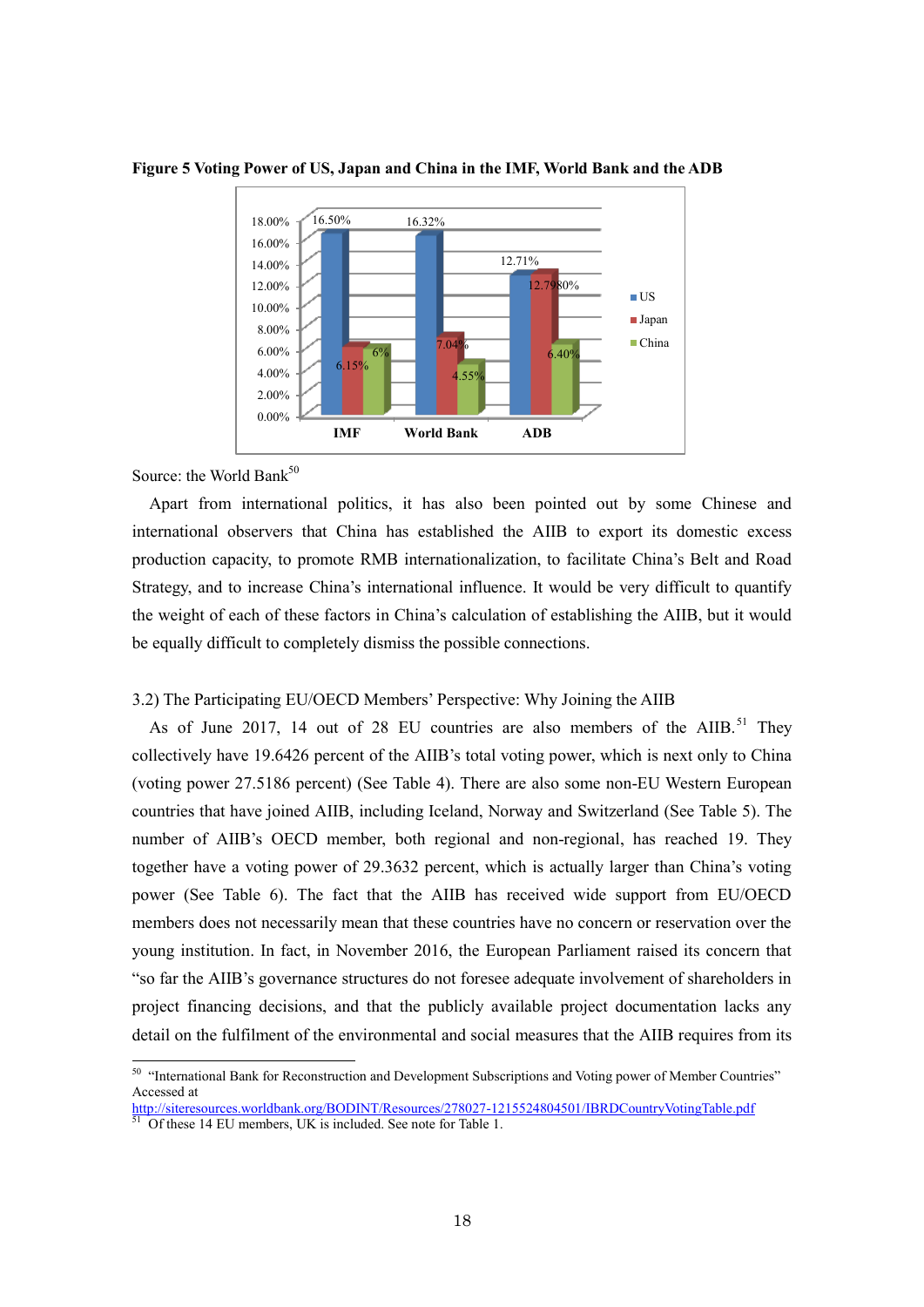**Figure 5 Voting Power of US, Japan and China in the IMF, World Bank and the ADB**

| | US | Japan | China |
|---|---|---|---|
| IMF | 16.50% | 6.15% | 6% |
| World Bank | 16.32% | 7.04% | 4.55% |
| ADB | 12.71% | 12.7980% | 6.40% |

Source: the World Bank[50]

Apart from international politics, it has also been pointed out by some Chinese and international observers that China has established the AIIB to export its domestic excess production capacity, to promote RMB internationalization, to facilitate China's Belt and Road Strategy, and to increase China's international influence. It would be very difficult to quantify the weight of each of these factors in China's calculation of establishing the AIIB, but it would be equally difficult to completely dismiss the possible connections.

3.2) The Participating EU/OECD Members' Perspective: Why Joining the AIIB

As of June 2017, 14 out of 28 EU countries are also members of the AIIB.[51] They collectively have 19.6426 percent of the AIIB's total voting power, which is next only to China (voting power 27.5186 percent) (See Table 4). There are also some non-EU Western European countries that have joined AIIB, including Iceland, Norway and Switzerland (See Table 5). The number of AIIB's OECD member, both regional and non-regional, has reached 19. They together have a voting power of 29.3632 percent, which is actually larger than China's voting power (See Table 6). The fact that the AIIB has received wide support from EU/OECD members does not necessarily mean that these countries have no concern or reservation over the young institution. In fact, in November 2016, the European Parliament raised its concern that "so far the AIIB's governance structures do not foresee adequate involvement of shareholders in project financing decisions, and that the publicly available project documentation lacks any detail on the fulfilment of the environmental and social measures that the AIIB requires from its

[50] "International Bank for Reconstruction and Development Subscriptions and Voting power of Member Countries" Accessed at http://siteresources.worldbank.org/BODINT/Resources/278027-1215524804501/IBRDCountryVotingTable.pdf

[51] Of these 14 EU members, UK is included. See note for Table 1.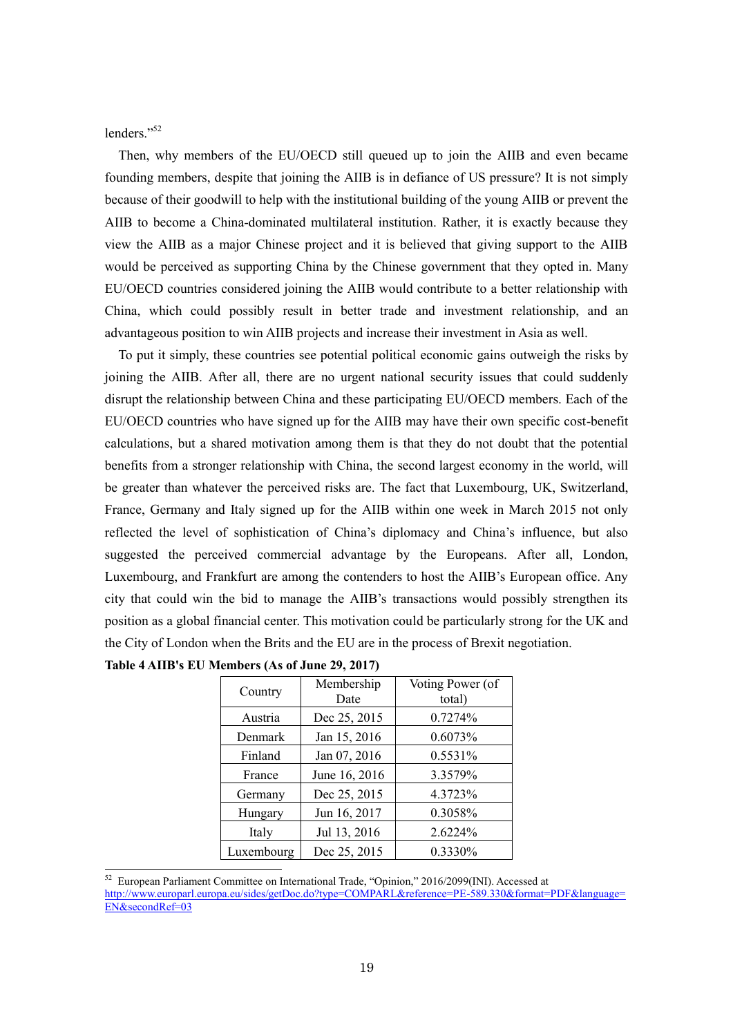lenders."[52]

Then, why members of the EU/OECD still queued up to join the AIIB and even became founding members, despite that joining the AIIB is in defiance of US pressure? It is not simply because of their goodwill to help with the institutional building of the young AIIB or prevent the AIIB to become a China-dominated multilateral institution. Rather, it is exactly because they view the AIIB as a major Chinese project and it is believed that giving support to the AIIB would be perceived as supporting China by the Chinese government that they opted in. Many EU/OECD countries considered joining the AIIB would contribute to a better relationship with China, which could possibly result in better trade and investment relationship, and an advantageous position to win AIIB projects and increase their investment in Asia as well.

To put it simply, these countries see potential political economic gains outweigh the risks by joining the AIIB. After all, there are no urgent national security issues that could suddenly disrupt the relationship between China and these participating EU/OECD members. Each of the EU/OECD countries who have signed up for the AIIB may have their own specific cost-benefit calculations, but a shared motivation among them is that they do not doubt that the potential benefits from a stronger relationship with China, the second largest economy in the world, will be greater than whatever the perceived risks are. The fact that Luxembourg, UK, Switzerland, France, Germany and Italy signed up for the AIIB within one week in March 2015 not only reflected the level of sophistication of China's diplomacy and China's influence, but also suggested the perceived commercial advantage by the Europeans. After all, London, Luxembourg, and Frankfurt are among the contenders to host the AIIB's European office. Any city that could win the bid to manage the AIIB's transactions would possibly strengthen its position as a global financial center. This motivation could be particularly strong for the UK and the City of London when the Brits and the EU are in the process of Brexit negotiation.

**Table 4 AIIB's EU Members (As of June 29, 2017)**

| Country | Membership Date | Voting Power (of total) |
|---|---|---|
| Austria | Dec 25, 2015 | 0.7274% |
| Denmark | Jan 15, 2016 | 0.6073% |
| Finland | Jan 07, 2016 | 0.5531% |
| France | June 16, 2016 | 3.3579% |
| Germany | Dec 25, 2015 | 4.3723% |
| Hungary | Jun 16, 2017 | 0.3058% |
| Italy | Jul 13, 2016 | 2.6224% |
| Luxembourg | Dec 25, 2015 | 0.3330% |

[52] European Parliament Committee on International Trade, "Opinion," 2016/2099(INI). Accessed at http://www.europarl.europa.eu/sides/getDoc.do?type=COMPARL&reference=PE-589.330&format=PDF&language=EN&secondRef=03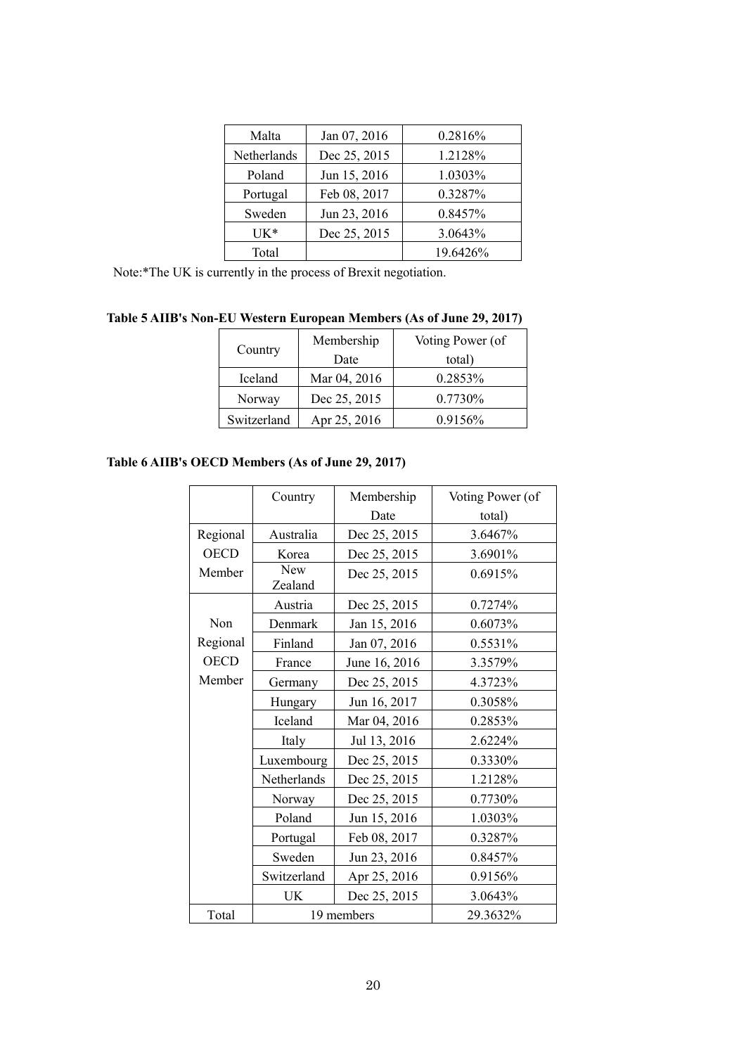| Malta | Jan 07, 2016 | 0.2816% |
|---|---|---|
| Netherlands | Dec 25, 2015 | 1.2128% |
| Poland | Jun 15, 2016 | 1.0303% |
| Portugal | Feb 08, 2017 | 0.3287% |
| Sweden | Jun 23, 2016 | 0.8457% |
| UK* | Dec 25, 2015 | 3.0643% |
| Total | | 19.6426% |

Note:*The UK is currently in the process of Brexit negotiation.

**Table 5 AIIB's Non-EU Western European Members (As of June 29, 2017)**

| Country | Membership Date | Voting Power (of total) |
|---|---|---|
| Iceland | Mar 04, 2016 | 0.2853% |
| Norway | Dec 25, 2015 | 0.7730% |
| Switzerland | Apr 25, 2016 | 0.9156% |

**Table 6 AIIB's OECD Members (As of June 29, 2017)**

| | Country | Membership Date | Voting Power (of total) |
|---|---|---|---|
| Regional OECD Member | Australia | Dec 25, 2015 | 3.6467% |
| | Korea | Dec 25, 2015 | 3.6901% |
| | New Zealand | Dec 25, 2015 | 0.6915% |
| Non Regional OECD Member | Austria | Dec 25, 2015 | 0.7274% |
| | Denmark | Jan 15, 2016 | 0.6073% |
| | Finland | Jan 07, 2016 | 0.5531% |
| | France | June 16, 2016 | 3.3579% |
| | Germany | Dec 25, 2015 | 4.3723% |
| | Hungary | Jun 16, 2017 | 0.3058% |
| | Iceland | Mar 04, 2016 | 0.2853% |
| | Italy | Jul 13, 2016 | 2.6224% |
| | Luxembourg | Dec 25, 2015 | 0.3330% |
| | Netherlands | Dec 25, 2015 | 1.2128% |
| | Norway | Dec 25, 2015 | 0.7730% |
| | Poland | Jun 15, 2016 | 1.0303% |
| | Portugal | Feb 08, 2017 | 0.3287% |
| | Sweden | Jun 23, 2016 | 0.8457% |
| | Switzerland | Apr 25, 2016 | 0.9156% |
| | UK | Dec 25, 2015 | 3.0643% |
| Total | 19 members | | 29.3632% |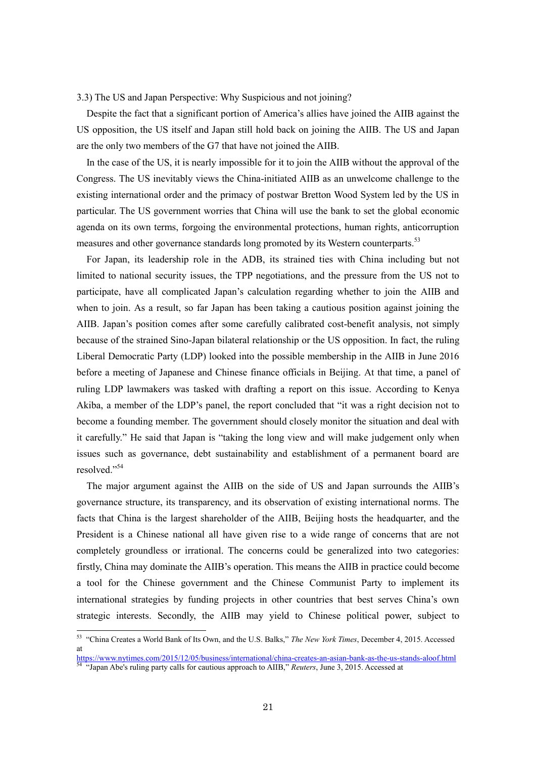### 3.3) The US and Japan Perspective: Why Suspicious and not joining?

Despite the fact that a significant portion of America's allies have joined the AIIB against the US opposition, the US itself and Japan still hold back on joining the AIIB. The US and Japan are the only two members of the G7 that have not joined the AIIB.

In the case of the US, it is nearly impossible for it to join the AIIB without the approval of the Congress. The US inevitably views the China-initiated AIIB as an unwelcome challenge to the existing international order and the primacy of postwar Bretton Wood System led by the US in particular. The US government worries that China will use the bank to set the global economic agenda on its own terms, forgoing the environmental protections, human rights, anticorruption measures and other governance standards long promoted by its Western counterparts.[53]

For Japan, its leadership role in the ADB, its strained ties with China including but not limited to national security issues, the TPP negotiations, and the pressure from the US not to participate, have all complicated Japan's calculation regarding whether to join the AIIB and when to join. As a result, so far Japan has been taking a cautious position against joining the AIIB. Japan's position comes after some carefully calibrated cost-benefit analysis, not simply because of the strained Sino-Japan bilateral relationship or the US opposition. In fact, the ruling Liberal Democratic Party (LDP) looked into the possible membership in the AIIB in June 2016 before a meeting of Japanese and Chinese finance officials in Beijing. At that time, a panel of ruling LDP lawmakers was tasked with drafting a report on this issue. According to Kenya Akiba, a member of the LDP's panel, the report concluded that "it was a right decision not to become a founding member. The government should closely monitor the situation and deal with it carefully." He said that Japan is "taking the long view and will make judgement only when issues such as governance, debt sustainability and establishment of a permanent board are resolved."[54]

The major argument against the AIIB on the side of US and Japan surrounds the AIIB's governance structure, its transparency, and its observation of existing international norms. The facts that China is the largest shareholder of the AIIB, Beijing hosts the headquarter, and the President is a Chinese national all have given rise to a wide range of concerns that are not completely groundless or irrational. The concerns could be generalized into two categories: firstly, China may dominate the AIIB's operation. This means the AIIB in practice could become a tool for the Chinese government and the Chinese Communist Party to implement its international strategies by funding projects in other countries that best serves China's own strategic interests. Secondly, the AIIB may yield to Chinese political power, subject to

---

[53] "China Creates a World Bank of Its Own, and the U.S. Balks," *The New York Times*, December 4, 2015. Accessed at https://www.nytimes.com/2015/12/05/business/international/china-creates-an-asian-bank-as-the-us-stands-aloof.html

[54] "Japan Abe's ruling party calls for cautious approach to AIIB," *Reuters*, June 3, 2015. Accessed at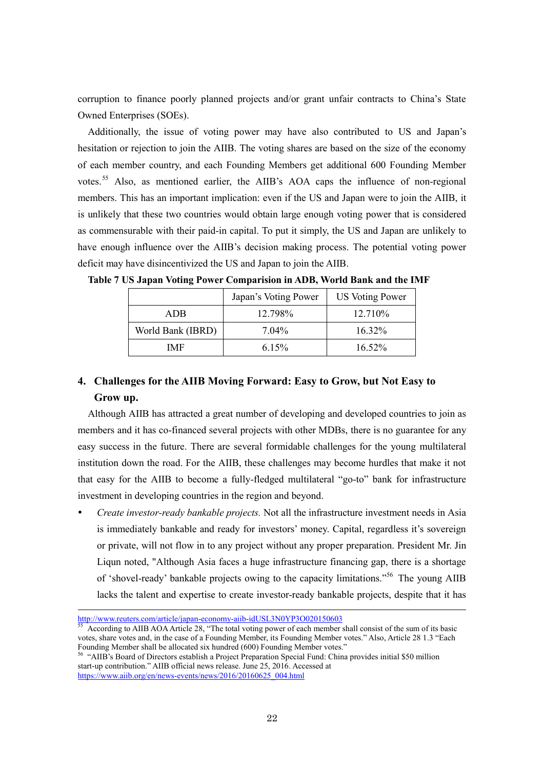corruption to finance poorly planned projects and/or grant unfair contracts to China's State Owned Enterprises (SOEs).

Additionally, the issue of voting power may have also contributed to US and Japan's hesitation or rejection to join the AIIB. The voting shares are based on the size of the economy of each member country, and each Founding Members get additional 600 Founding Member votes.[55] Also, as mentioned earlier, the AIIB's AOA caps the influence of non-regional members. This has an important implication: even if the US and Japan were to join the AIIB, it is unlikely that these two countries would obtain large enough voting power that is considered as commensurable with their paid-in capital. To put it simply, the US and Japan are unlikely to have enough influence over the AIIB's decision making process. The potential voting power deficit may have disincentivized the US and Japan to join the AIIB.

**Table 7 US Japan Voting Power Comparision in ADB, World Bank and the IMF**

| | Japan's Voting Power | US Voting Power |
|---|---|---|
| ADB | 12.798% | 12.710% |
| World Bank (IBRD) | 7.04% | 16.32% |
| IMF | 6.15% | 16.52% |

## 4. Challenges for the AIIB Moving Forward: Easy to Grow, but Not Easy to Grow up.

Although AIIB has attracted a great number of developing and developed countries to join as members and it has co-financed several projects with other MDBs, there is no guarantee for any easy success in the future. There are several formidable challenges for the young multilateral institution down the road. For the AIIB, these challenges may become hurdles that make it not that easy for the AIIB to become a fully-fledged multilateral "go-to" bank for infrastructure investment in developing countries in the region and beyond.

- *Create investor-ready bankable projects.* Not all the infrastructure investment needs in Asia is immediately bankable and ready for investors' money. Capital, regardless it's sovereign or private, will not flow in to any project without any proper preparation. President Mr. Jin Liqun noted, "Although Asia faces a huge infrastructure financing gap, there is a shortage of 'shovel-ready' bankable projects owing to the capacity limitations."[56] The young AIIB lacks the talent and expertise to create investor-ready bankable projects, despite that it has

---

http://www.reuters.com/article/japan-economy-aiib-idUSL3N0YP3O020150603

[55] According to AIIB AOA Article 28, "The total voting power of each member shall consist of the sum of its basic votes, share votes and, in the case of a Founding Member, its Founding Member votes." Also, Article 28 1.3 "Each Founding Member shall be allocated six hundred (600) Founding Member votes."

[56] "AIIB's Board of Directors establish a Project Preparation Special Fund: China provides initial $50 million start-up contribution." AIIB official news release. June 25, 2016. Accessed at https://www.aiib.org/en/news-events/news/2016/20160625_004.html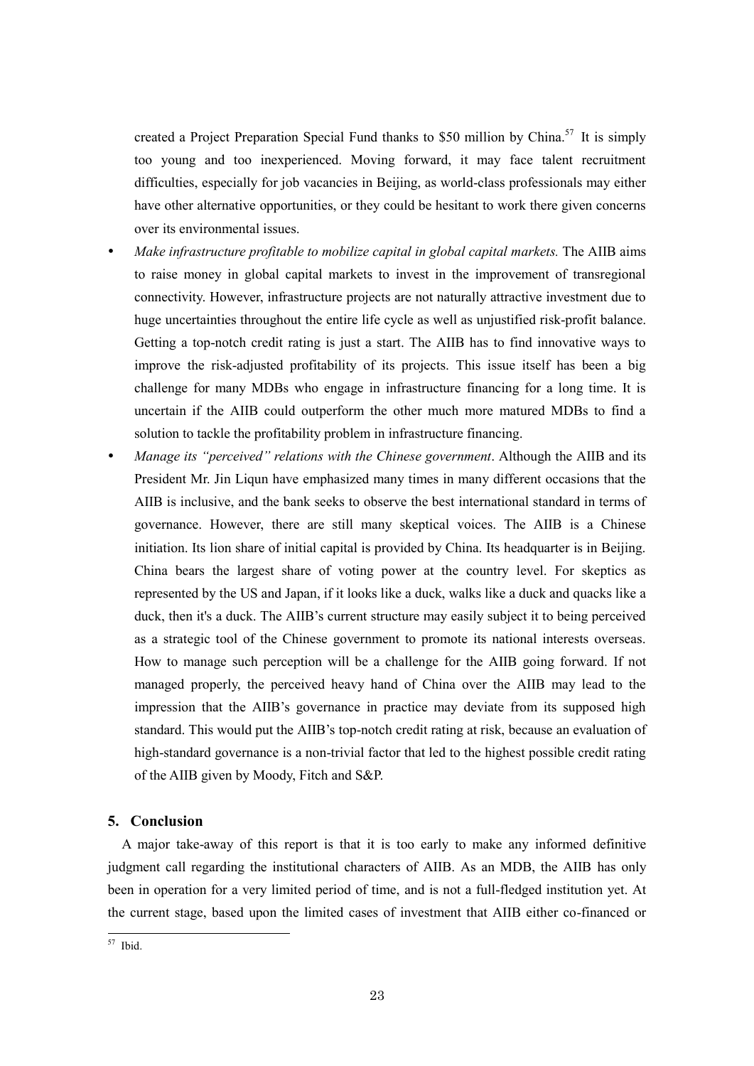created a Project Preparation Special Fund thanks to $50 million by China.[57] It is simply too young and too inexperienced. Moving forward, it may face talent recruitment difficulties, especially for job vacancies in Beijing, as world-class professionals may either have other alternative opportunities, or they could be hesitant to work there given concerns over its environmental issues.

- *Make infrastructure profitable to mobilize capital in global capital markets.* The AIIB aims to raise money in global capital markets to invest in the improvement of transregional connectivity. However, infrastructure projects are not naturally attractive investment due to huge uncertainties throughout the entire life cycle as well as unjustified risk-profit balance. Getting a top-notch credit rating is just a start. The AIIB has to find innovative ways to improve the risk-adjusted profitability of its projects. This issue itself has been a big challenge for many MDBs who engage in infrastructure financing for a long time. It is uncertain if the AIIB could outperform the other much more matured MDBs to find a solution to tackle the profitability problem in infrastructure financing.
- *Manage its "perceived" relations with the Chinese government*. Although the AIIB and its President Mr. Jin Liqun have emphasized many times in many different occasions that the AIIB is inclusive, and the bank seeks to observe the best international standard in terms of governance. However, there are still many skeptical voices. The AIIB is a Chinese initiation. Its lion share of initial capital is provided by China. Its headquarter is in Beijing. China bears the largest share of voting power at the country level. For skeptics as represented by the US and Japan, if it looks like a duck, walks like a duck and quacks like a duck, then it's a duck. The AIIB's current structure may easily subject it to being perceived as a strategic tool of the Chinese government to promote its national interests overseas. How to manage such perception will be a challenge for the AIIB going forward. If not managed properly, the perceived heavy hand of China over the AIIB may lead to the impression that the AIIB's governance in practice may deviate from its supposed high standard. This would put the AIIB's top-notch credit rating at risk, because an evaluation of high-standard governance is a non-trivial factor that led to the highest possible credit rating of the AIIB given by Moody, Fitch and S&P.

## 5. Conclusion

A major take-away of this report is that it is too early to make any informed definitive judgment call regarding the institutional characters of AIIB. As an MDB, the AIIB has only been in operation for a very limited period of time, and is not a full-fledged institution yet. At the current stage, based upon the limited cases of investment that AIIB either co-financed or

[57] Ibid.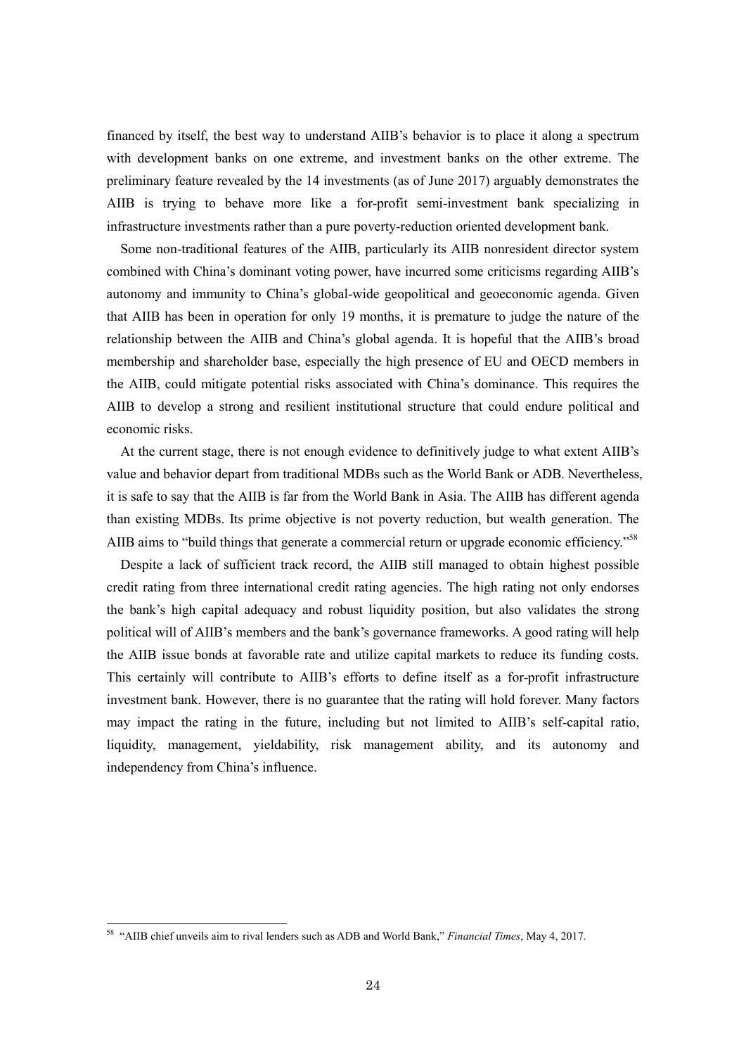financed by itself, the best way to understand AIIB's behavior is to place it along a spectrum with development banks on one extreme, and investment banks on the other extreme. The preliminary feature revealed by the 14 investments (as of June 2017) arguably demonstrates the AIIB is trying to behave more like a for-profit semi-investment bank specializing in infrastructure investments rather than a pure poverty-reduction oriented development bank.

Some non-traditional features of the AIIB, particularly its AIIB nonresident director system combined with China's dominant voting power, have incurred some criticisms regarding AIIB's autonomy and immunity to China's global-wide geopolitical and geoeconomic agenda. Given that AIIB has been in operation for only 19 months, it is premature to judge the nature of the relationship between the AIIB and China's global agenda. It is hopeful that the AIIB's broad membership and shareholder base, especially the high presence of EU and OECD members in the AIIB, could mitigate potential risks associated with China's dominance. This requires the AIIB to develop a strong and resilient institutional structure that could endure political and economic risks.

At the current stage, there is not enough evidence to definitively judge to what extent AIIB's value and behavior depart from traditional MDBs such as the World Bank or ADB. Nevertheless, it is safe to say that the AIIB is far from the World Bank in Asia. The AIIB has different agenda than existing MDBs. Its prime objective is not poverty reduction, but wealth generation. The AIIB aims to "build things that generate a commercial return or upgrade economic efficiency."[58]

Despite a lack of sufficient track record, the AIIB still managed to obtain highest possible credit rating from three international credit rating agencies. The high rating not only endorses the bank's high capital adequacy and robust liquidity position, but also validates the strong political will of AIIB's members and the bank's governance frameworks. A good rating will help the AIIB issue bonds at favorable rate and utilize capital markets to reduce its funding costs. This certainly will contribute to AIIB's efforts to define itself as a for-profit infrastructure investment bank. However, there is no guarantee that the rating will hold forever. Many factors may impact the rating in the future, including but not limited to AIIB's self-capital ratio, liquidity, management, yieldability, risk management ability, and its autonomy and independency from China's influence.

---

[58] "AIIB chief unveils aim to rival lenders such as ADB and World Bank," *Financial Times*, May 4, 2017.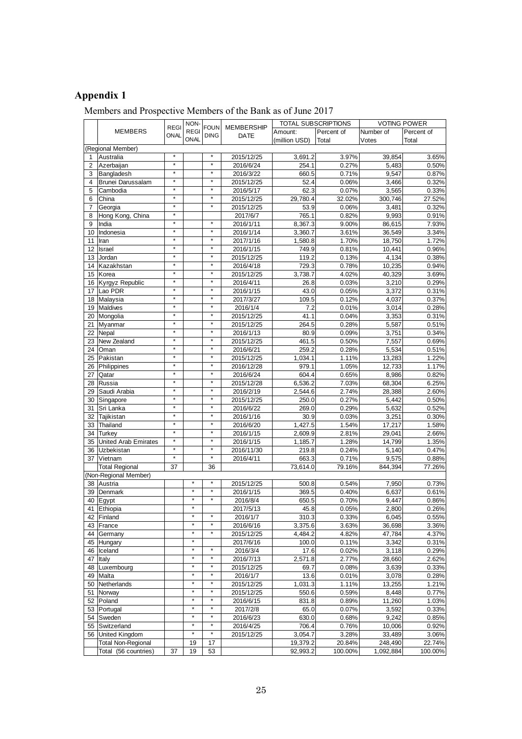# Appendix 1

Members and Prospective Members of the Bank as of June 2017

| | MEMBERS | REGIONAL | NON-REGIONAL | FOUNDING | MEMBERSHIP DATE | TOTAL SUBSCRIPTIONS | | VOTING POWER | |
|---|---|---|---|---|---|---|---|---|---|
| | | | | | | Amount: (million USD) | Percent of Total | Number of Votes | Percent of Total |
| | (Regional Member) | | | | | | | | |
| 1 | Australia | * | | * | 2015/12/25 | 3,691.2 | 3.97% | 39,854 | 3.65% |
| 2 | Azerbaijan | * | | * | 2016/6/24 | 254.1 | 0.27% | 5,483 | 0.50% |
| 3 | Bangladesh | * | | * | 2016/3/22 | 660.5 | 0.71% | 9,547 | 0.87% |
| 4 | Brunei Darussalam | * | | * | 2015/12/25 | 52.4 | 0.06% | 3,466 | 0.32% |
| 5 | Cambodia | * | | * | 2016/5/17 | 62.3 | 0.07% | 3,565 | 0.33% |
| 6 | China | * | | * | 2015/12/25 | 29,780.4 | 32.02% | 300,746 | 27.52% |
| 7 | Georgia | * | | * | 2015/12/25 | 53.9 | 0.06% | 3,481 | 0.32% |
| 8 | Hong Kong, China | * | | | 2017/6/7 | 765.1 | 0.82% | 9,993 | 0.91% |
| 9 | India | * | | * | 2016/1/11 | 8,367.3 | 9.00% | 86,615 | 7.93% |
| 10 | Indonesia | * | | * | 2016/1/14 | 3,360.7 | 3.61% | 36,549 | 3.34% |
| 11 | Iran | * | | * | 2017/1/16 | 1,580.8 | 1.70% | 18,750 | 1.72% |
| 12 | Israel | * | | * | 2016/1/15 | 749.9 | 0.81% | 10,441 | 0.96% |
| 13 | Jordan | * | | * | 2015/12/25 | 119.2 | 0.13% | 4,134 | 0.38% |
| 14 | Kazakhstan | * | | * | 2016/4/18 | 729.3 | 0.78% | 10,235 | 0.94% |
| 15 | Korea | * | | * | 2015/12/25 | 3,738.7 | 4.02% | 40,329 | 3.69% |
| 16 | Kyrgyz Republic | * | | * | 2016/4/11 | 26.8 | 0.03% | 3,210 | 0.29% |
| 17 | Lao PDR | * | | * | 2016/1/15 | 43.0 | 0.05% | 3,372 | 0.31% |
| 18 | Malaysia | * | | * | 2017/3/27 | 109.5 | 0.12% | 4,037 | 0.37% |
| 19 | Maldives | * | | * | 2016/1/4 | 7.2 | 0.01% | 3,014 | 0.28% |
| 20 | Mongolia | * | | * | 2015/12/25 | 41.1 | 0.04% | 3,353 | 0.31% |
| 21 | Myanmar | * | | * | 2015/12/25 | 264.5 | 0.28% | 5,587 | 0.51% |
| 22 | Nepal | * | | * | 2016/1/13 | 80.9 | 0.09% | 3,751 | 0.34% |
| 23 | New Zealand | * | | * | 2015/12/25 | 461.5 | 0.50% | 7,557 | 0.69% |
| 24 | Oman | * | | * | 2016/6/21 | 259.2 | 0.28% | 5,534 | 0.51% |
| 25 | Pakistan | * | | * | 2015/12/25 | 1,034.1 | 1.11% | 13,283 | 1.22% |
| 26 | Philippines | * | | * | 2016/12/28 | 979.1 | 1.05% | 12,733 | 1.17% |
| 27 | Qatar | * | | * | 2016/6/24 | 604.4 | 0.65% | 8,986 | 0.82% |
| 28 | Russia | * | | * | 2015/12/28 | 6,536.2 | 7.03% | 68,304 | 6.25% |
| 29 | Saudi Arabia | * | | * | 2016/2/19 | 2,544.6 | 2.74% | 28,388 | 2.60% |
| 30 | Singapore | * | | * | 2015/12/25 | 250.0 | 0.27% | 5,442 | 0.50% |
| 31 | Sri Lanka | * | | * | 2016/6/22 | 269.0 | 0.29% | 5,632 | 0.52% |
| 32 | Tajikistan | * | | * | 2016/1/16 | 30.9 | 0.03% | 3,251 | 0.30% |
| 33 | Thailand | * | | * | 2016/6/20 | 1,427.5 | 1.54% | 17,217 | 1.58% |
| 34 | Turkey | * | | * | 2016/1/15 | 2,609.9 | 2.81% | 29,041 | 2.66% |
| 35 | United Arab Emirates | * | | * | 2016/1/15 | 1,185.7 | 1.28% | 14,799 | 1.35% |
| 36 | Uzbekistan | * | | * | 2016/11/30 | 219.8 | 0.24% | 5,140 | 0.47% |
| 37 | Vietnam | * | | * | 2016/4/11 | 663.3 | 0.71% | 9,575 | 0.88% |
| | Total Regional | 37 | | 36 | | 73,614.0 | 79.16% | 844,394 | 77.26% |
| | (Non-Regional Member) | | | | | | | | |
| 38 | Austria | | * | * | 2015/12/25 | 500.8 | 0.54% | 7,950 | 0.73% |
| 39 | Denmark | | * | * | 2016/1/15 | 369.5 | 0.40% | 6,637 | 0.61% |
| 40 | Egypt | | * | * | 2016/8/4 | 650.5 | 0.70% | 9,447 | 0.86% |
| 41 | Ethiopia | | * | | 2017/5/13 | 45.8 | 0.05% | 2,800 | 0.26% |
| 42 | Finland | | * | * | 2016/1/7 | 310.3 | 0.33% | 6,045 | 0.55% |
| 43 | France | | * | * | 2016/6/16 | 3,375.6 | 3.63% | 36,698 | 3.36% |
| 44 | Germany | | * | * | 2015/12/25 | 4,484.2 | 4.82% | 47,784 | 4.37% |
| 45 | Hungary | | * | | 2017/6/16 | 100.0 | 0.11% | 3,342 | 0.31% |
| 46 | Iceland | | * | * | 2016/3/4 | 17.6 | 0.02% | 3,118 | 0.29% |
| 47 | Italy | | * | * | 2016/7/13 | 2,571.8 | 2.77% | 28,660 | 2.62% |
| 48 | Luxembourg | | * | * | 2015/12/25 | 69.7 | 0.08% | 3,639 | 0.33% |
| 49 | Malta | | * | * | 2016/1/7 | 13.6 | 0.01% | 3,078 | 0.28% |
| 50 | Netherlands | | * | * | 2015/12/25 | 1,031.3 | 1.11% | 13,255 | 1.21% |
| 51 | Norway | | * | * | 2015/12/25 | 550.6 | 0.59% | 8,448 | 0.77% |
| 52 | Poland | | * | * | 2016/6/15 | 831.8 | 0.89% | 11,260 | 1.03% |
| 53 | Portugal | | * | * | 2017/2/8 | 65.0 | 0.07% | 3,592 | 0.33% |
| 54 | Sweden | | * | * | 2016/6/23 | 630.0 | 0.68% | 9,242 | 0.85% |
| 55 | Switzerland | | * | * | 2016/4/25 | 706.4 | 0.76% | 10,006 | 0.92% |
| 56 | United Kingdom | | * | * | 2015/12/25 | 3,054.7 | 3.28% | 33,489 | 3.06% |
| | Total Non-Regional | | 19 | 17 | | 19,379.2 | 20.84% | 248,490 | 22.74% |
| | Total (56 countries) | 37 | 19 | 53 | | 92,993.2 | 100.00% | 1,092,884 | 100.00% |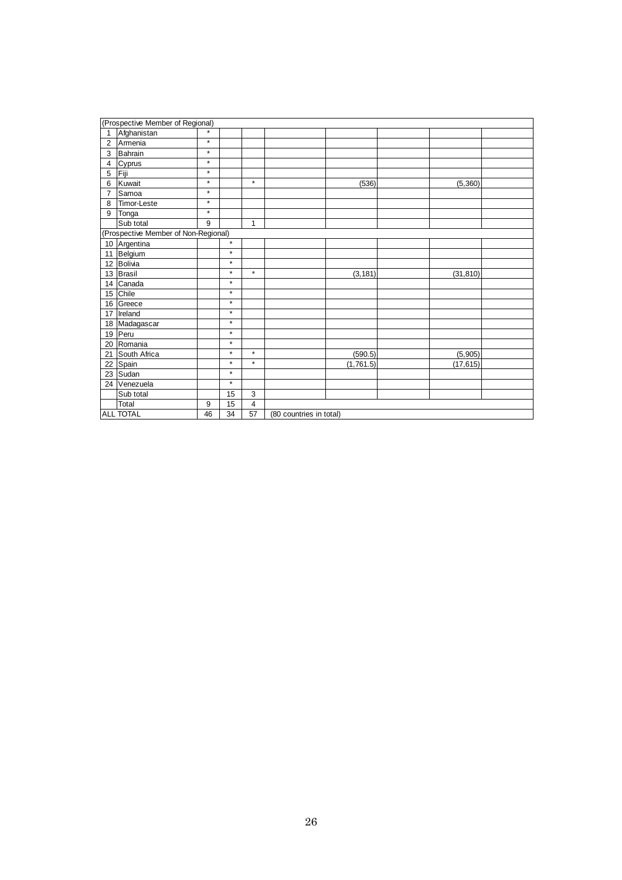| | | | | | | | | | |
|---|---|---|---|---|---|---|---|---|---|
| (Prospective Member of Regional) | | | | | | | | | |
| 1 | Afghanistan | * | | | | | | | |
| 2 | Armenia | * | | | | | | | |
| 3 | Bahrain | * | | | | | | | |
| 4 | Cyprus | * | | | | | | | |
| 5 | Fiji | * | | | | | | | |
| 6 | Kuwait | * | | * | | (536) | | (5,360) | |
| 7 | Samoa | * | | | | | | | |
| 8 | Timor-Leste | * | | | | | | | |
| 9 | Tonga | * | | | | | | | |
| | Sub total | 9 | | 1 | | | | | |
| (Prospective Member of Non-Regional) | | | | | | | | | |
| 10 | Argentina | | * | | | | | | |
| 11 | Belgium | | * | | | | | | |
| 12 | Bolivia | | * | | | | | | |
| 13 | Brasil | | * | * | | (3,181) | | (31,810) | |
| 14 | Canada | | * | | | | | | |
| 15 | Chile | | * | | | | | | |
| 16 | Greece | | * | | | | | | |
| 17 | Ireland | | * | | | | | | |
| 18 | Madagascar | | * | | | | | | |
| 19 | Peru | | * | | | | | | |
| 20 | Romania | | * | | | | | | |
| 21 | South Africa | | * | * | | (590.5) | | (5,905) | |
| 22 | Spain | | * | * | | (1,761.5) | | (17,615) | |
| 23 | Sudan | | * | | | | | | |
| 24 | Venezuela | | * | | | | | | |
| | Sub total | | 15 | 3 | | | | | |
| | Total | 9 | 15 | 4 | | | | | |
| ALL TOTAL | | 46 | 34 | 57 | (80 countries in total) | | | | |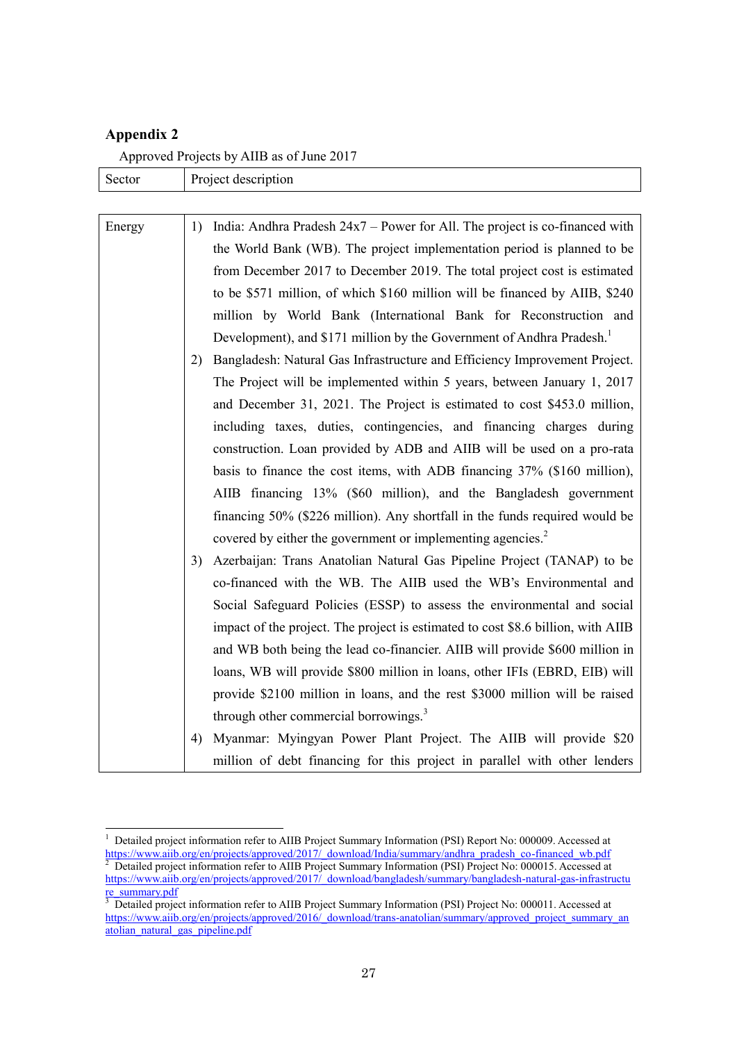## Appendix 2

Approved Projects by AIIB as of June 2017

| Sector | Project description |
|---|---|
| Energy | 1) India: Andhra Pradesh 24x7 – Power for All. The project is co-financed with the World Bank (WB). The project implementation period is planned to be from December 2017 to December 2019. The total project cost is estimated to be $571 million, of which $160 million will be financed by AIIB, $240 million by World Bank (International Bank for Reconstruction and Development), and $171 million by the Government of Andhra Pradesh.[1]<br>2) Bangladesh: Natural Gas Infrastructure and Efficiency Improvement Project. The Project will be implemented within 5 years, between January 1, 2017 and December 31, 2021. The Project is estimated to cost $453.0 million, including taxes, duties, contingencies, and financing charges during construction. Loan provided by ADB and AIIB will be used on a pro-rata basis to finance the cost items, with ADB financing 37% ($160 million), AIIB financing 13% ($60 million), and the Bangladesh government financing 50% ($226 million). Any shortfall in the funds required would be covered by either the government or implementing agencies.[2]<br>3) Azerbaijan: Trans Anatolian Natural Gas Pipeline Project (TANAP) to be co-financed with the WB. The AIIB used the WB's Environmental and Social Safeguard Policies (ESSP) to assess the environmental and social impact of the project. The project is estimated to cost $8.6 billion, with AIIB and WB both being the lead co-financier. AIIB will provide $600 million in loans, WB will provide $800 million in loans, other IFIs (EBRD, EIB) will provide $2100 million in loans, and the rest $3000 million will be raised through other commercial borrowings.[3]<br>4) Myanmar: Myingyan Power Plant Project. The AIIB will provide $20 million of debt financing for this project in parallel with other lenders |

[1] Detailed project information refer to AIIB Project Summary Information (PSI) Report No: 000009. Accessed at https://www.aiib.org/en/projects/approved/2017/_download/India/summary/andhra_pradesh_co-financed_wb.pdf

[2] Detailed project information refer to AIIB Project Summary Information (PSI) Project No: 000015. Accessed at https://www.aiib.org/en/projects/approved/2017/_download/bangladesh/summary/bangladesh-natural-gas-infrastructure_summary.pdf

[3] Detailed project information refer to AIIB Project Summary Information (PSI) Project No: 000011. Accessed at https://www.aiib.org/en/projects/approved/2016/_download/trans-anatolian/summary/approved_project_summary_anatolian_natural_gas_pipeline.pdf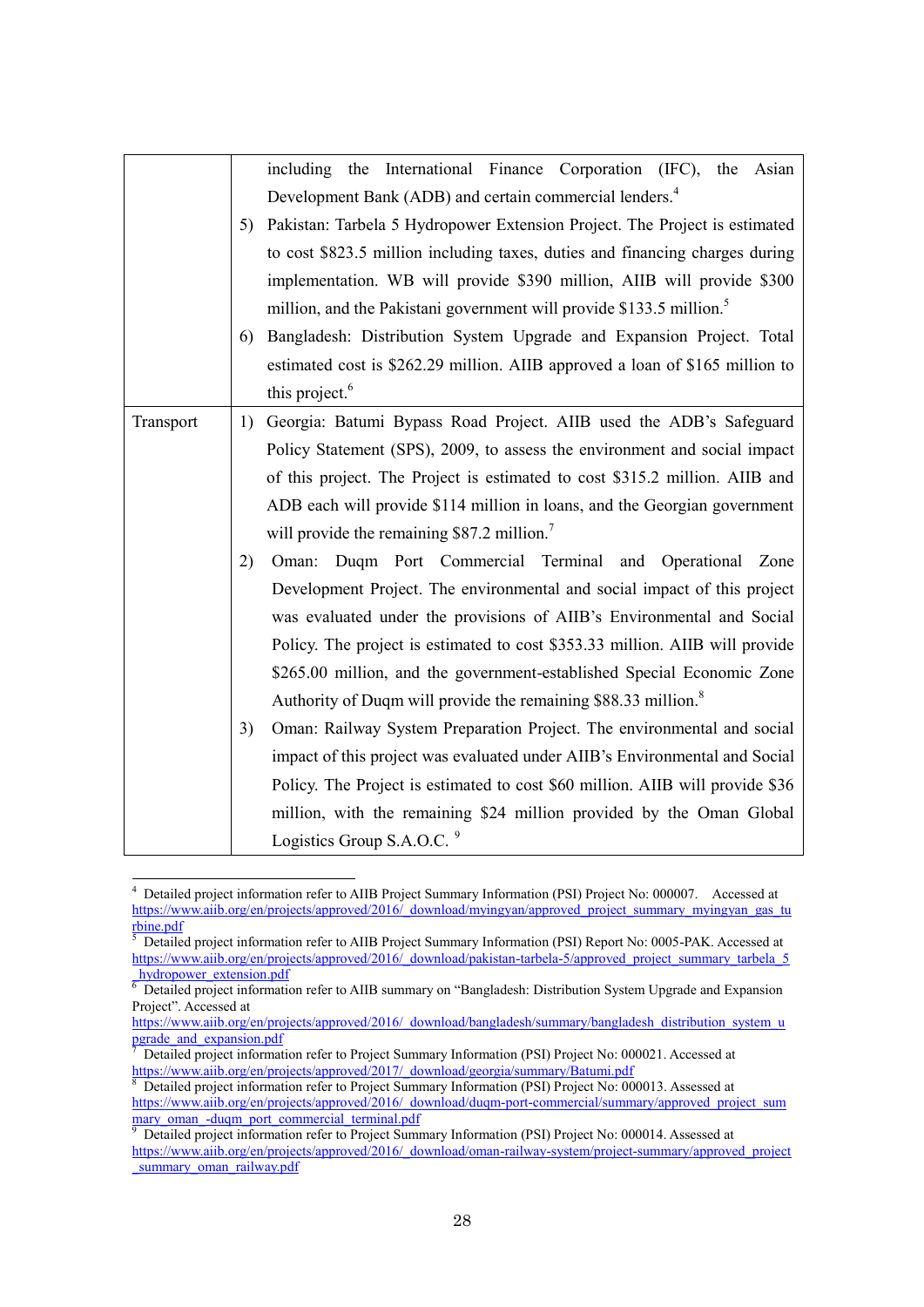| | |
|---|---|
| | including the International Finance Corporation (IFC), the Asian Development Bank (ADB) and certain commercial lenders.[4]<br>5) Pakistan: Tarbela 5 Hydropower Extension Project. The Project is estimated to cost $823.5 million including taxes, duties and financing charges during implementation. WB will provide $390 million, AIIB will provide $300 million, and the Pakistani government will provide $133.5 million.[5]<br>6) Bangladesh: Distribution System Upgrade and Expansion Project. Total estimated cost is $262.29 million. AIIB approved a loan of $165 million to this project.[6] |
| Transport | 1) Georgia: Batumi Bypass Road Project. AIIB used the ADB's Safeguard Policy Statement (SPS), 2009, to assess the environment and social impact of this project. The Project is estimated to cost $315.2 million. AIIB and ADB each will provide $114 million in loans, and the Georgian government will provide the remaining $87.2 million.[7]<br>2) Oman: Duqm Port Commercial Terminal and Operational Zone Development Project. The environmental and social impact of this project was evaluated under the provisions of AIIB's Environmental and Social Policy. The project is estimated to cost $353.33 million. AIIB will provide $265.00 million, and the government-established Special Economic Zone Authority of Duqm will provide the remaining $88.33 million.[8]<br>3) Oman: Railway System Preparation Project. The environmental and social impact of this project was evaluated under AIIB's Environmental and Social Policy. The Project is estimated to cost $60 million. AIIB will provide $36 million, with the remaining $24 million provided by the Oman Global Logistics Group S.A.O.C. [9] |

---

[4] Detailed project information refer to AIIB Project Summary Information (PSI) Project No: 000007. Accessed at https://www.aiib.org/en/projects/approved/2016/_download/myingyan/approved_project_summary_myingyan_gas_turbine.pdf

[5] Detailed project information refer to AIIB Project Summary Information (PSI) Report No: 0005-PAK. Accessed at https://www.aiib.org/en/projects/approved/2016/_download/pakistan-tarbela-5/approved_project_summary_tarbela_5_hydropower_extension.pdf

[6] Detailed project information refer to AIIB summary on "Bangladesh: Distribution System Upgrade and Expansion Project". Accessed at https://www.aiib.org/en/projects/approved/2016/_download/bangladesh/summary/bangladesh_distribution_system_upgrade_and_expansion.pdf

[7] Detailed project information refer to Project Summary Information (PSI) Project No: 000021. Accessed at https://www.aiib.org/en/projects/approved/2017/_download/georgia/summary/Batumi.pdf

[8] Detailed project information refer to Project Summary Information (PSI) Project No: 000013. Assessed at https://www.aiib.org/en/projects/approved/2016/_download/duqm-port-commercial/summary/approved_project_summary_oman_-duqm_port_commercial_terminal.pdf

[9] Detailed project information refer to Project Summary Information (PSI) Project No: 000014. Assessed at https://www.aiib.org/en/projects/approved/2016/_download/oman-railway-system/project-summary/approved_project_summary_oman_railway.pdf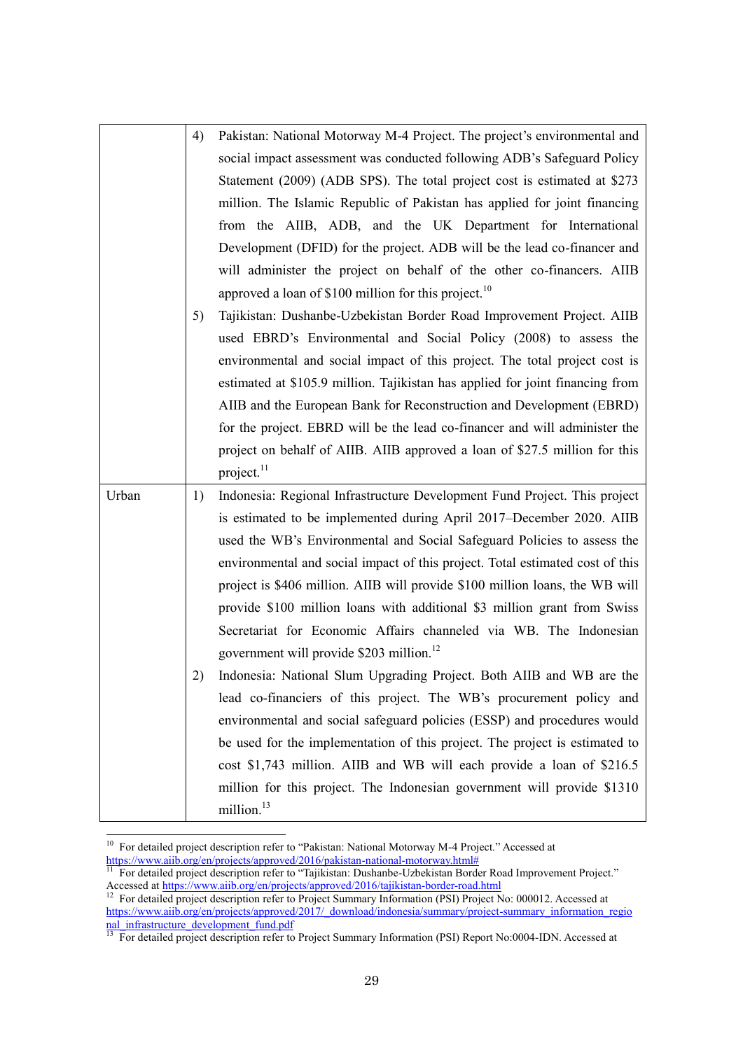| | |
|---|---|
| | 4) Pakistan: National Motorway M-4 Project. The project's environmental and social impact assessment was conducted following ADB's Safeguard Policy Statement (2009) (ADB SPS). The total project cost is estimated at $273 million. The Islamic Republic of Pakistan has applied for joint financing from the AIIB, ADB, and the UK Department for International Development (DFID) for the project. ADB will be the lead co-financer and will administer the project on behalf of the other co-financers. AIIB approved a loan of $100 million for this project.[10]<br>5) Tajikistan: Dushanbe-Uzbekistan Border Road Improvement Project. AIIB used EBRD's Environmental and Social Policy (2008) to assess the environmental and social impact of this project. The total project cost is estimated at $105.9 million. Tajikistan has applied for joint financing from AIIB and the European Bank for Reconstruction and Development (EBRD) for the project. EBRD will be the lead co-financer and will administer the project on behalf of AIIB. AIIB approved a loan of $27.5 million for this project.[11] |
| Urban | 1) Indonesia: Regional Infrastructure Development Fund Project. This project is estimated to be implemented during April 2017–December 2020. AIIB used the WB's Environmental and Social Safeguard Policies to assess the environmental and social impact of this project. Total estimated cost of this project is $406 million. AIIB will provide $100 million loans, the WB will provide $100 million loans with additional $3 million grant from Swiss Secretariat for Economic Affairs channeled via WB. The Indonesian government will provide $203 million.[12]<br>2) Indonesia: National Slum Upgrading Project. Both AIIB and WB are the lead co-financiers of this project. The WB's procurement policy and environmental and social safeguard policies (ESSP) and procedures would be used for the implementation of this project. The project is estimated to cost $1,743 million. AIIB and WB will each provide a loan of $216.5 million for this project. The Indonesian government will provide $1310 million.[13] |

[10] For detailed project description refer to "Pakistan: National Motorway M-4 Project." Accessed at https://www.aiib.org/en/projects/approved/2016/pakistan-national-motorway.html#

[11] For detailed project description refer to "Tajikistan: Dushanbe-Uzbekistan Border Road Improvement Project." Accessed at https://www.aiib.org/en/projects/approved/2016/tajikistan-border-road.html

[12] For detailed project description refer to Project Summary Information (PSI) Project No: 000012. Accessed at https://www.aiib.org/en/projects/approved/2017/_download/indonesia/summary/project-summary_information_regional_infrastructure_development_fund.pdf

[13] For detailed project description refer to Project Summary Information (PSI) Report No:0004-IDN. Accessed at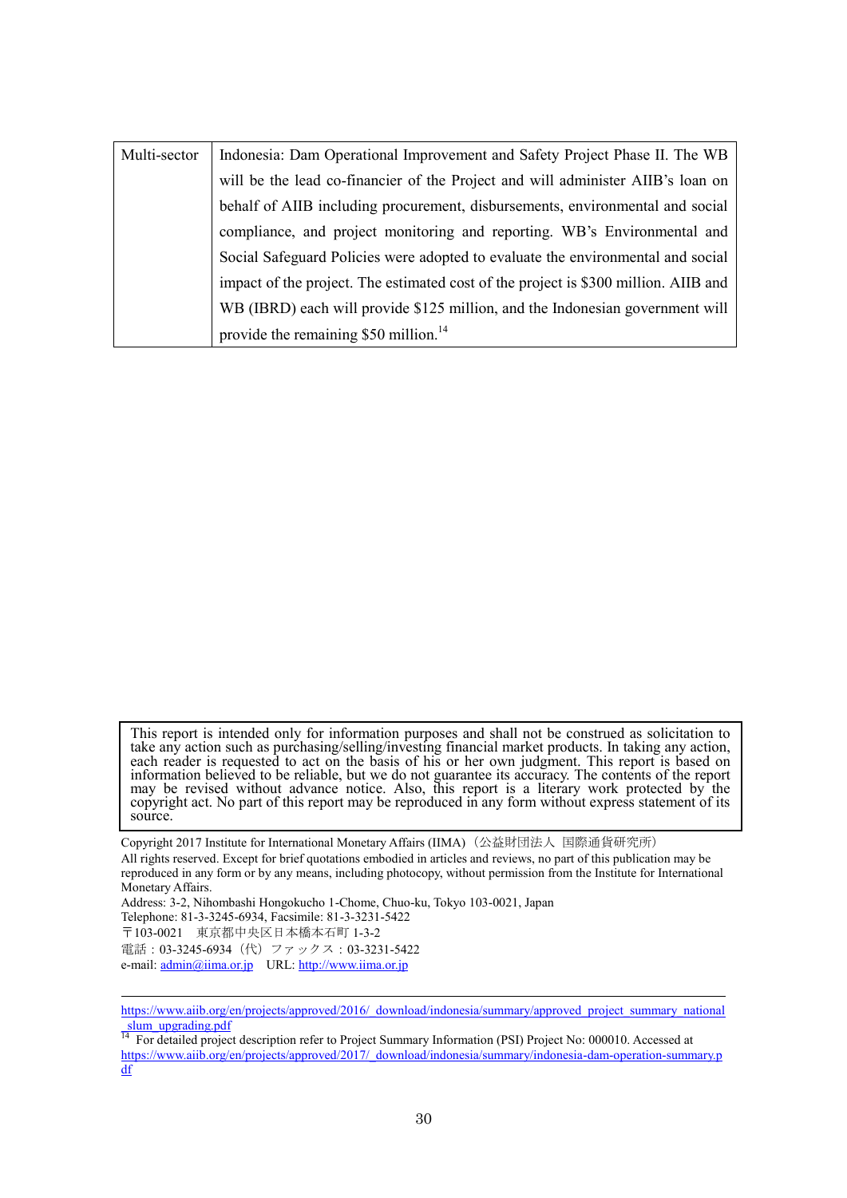| | |
|---|---|
| Multi-sector | Indonesia: Dam Operational Improvement and Safety Project Phase II. The WB will be the lead co-financier of the Project and will administer AIIB's loan on behalf of AIIB including procurement, disbursements, environmental and social compliance, and project monitoring and reporting. WB's Environmental and Social Safeguard Policies were adopted to evaluate the environmental and social impact of the project. The estimated cost of the project is $300 million. AIIB and WB (IBRD) each will provide $125 million, and the Indonesian government will provide the remaining $50 million.[14] |

This report is intended only for information purposes and shall not be construed as solicitation to take any action such as purchasing/selling/investing financial market products. In taking any action, each reader is requested to act on the basis of his or her own judgment. This report is based on information believed to be reliable, but we do not guarantee its accuracy. The contents of the report may be revised without advance notice. Also, this report is a literary work protected by the copyright act. No part of this report may be reproduced in any form without express statement of its source.

Copyright 2017 Institute for International Monetary Affairs (IIMA)（公益財団法人 国際通貨研究所）
All rights reserved. Except for brief quotations embodied in articles and reviews, no part of this publication may be reproduced in any form or by any means, including photocopy, without permission from the Institute for International Monetary Affairs.
Address: 3-2, Nihombashi Hongokucho 1-Chome, Chuo-ku, Tokyo 103-0021, Japan
Telephone: 81-3-3245-6934, Facsimile: 81-3-3231-5422
〒103-0021 東京都中央区日本橋本石町 1-3-2
電話：03-3245-6934（代）ファックス：03-3231-5422
e-mail: admin@iima.or.jp URL: http://www.iima.or.jp

---

https://www.aiib.org/en/projects/approved/2016/_download/indonesia/summary/approved_project_summary_national_slum_upgrading.pdf

[14] For detailed project description refer to Project Summary Information (PSI) Project No: 000010. Accessed at https://www.aiib.org/en/projects/approved/2017/_download/indonesia/summary/indonesia-dam-operation-summary.pdf